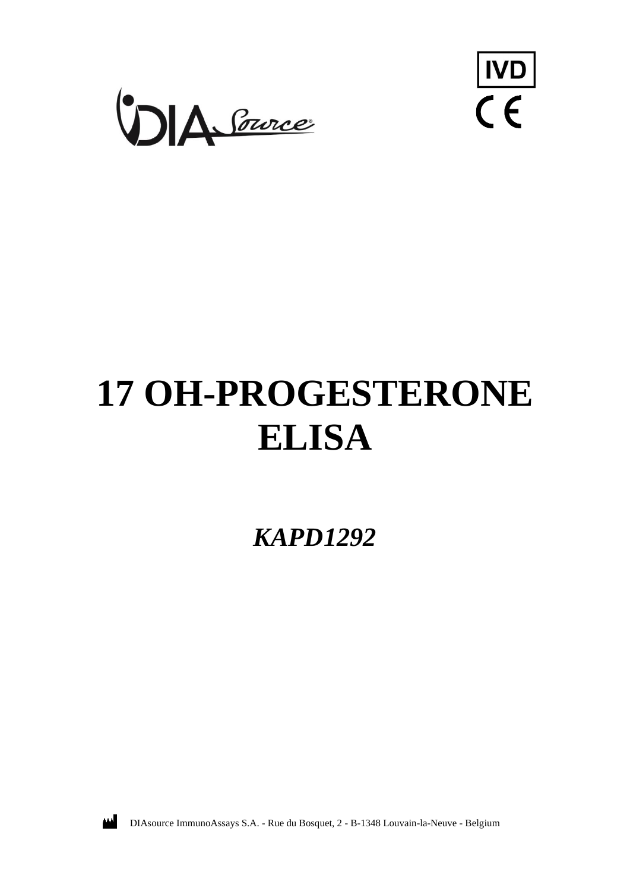IVD

CE

# 17 OH-PROGESTERONE ELISA

***KAPD1292***

DIAsource ImmunoAssays S.A. - Rue du Bosquet, 2 - B-1348 Louvain-la-Neuve - Belgium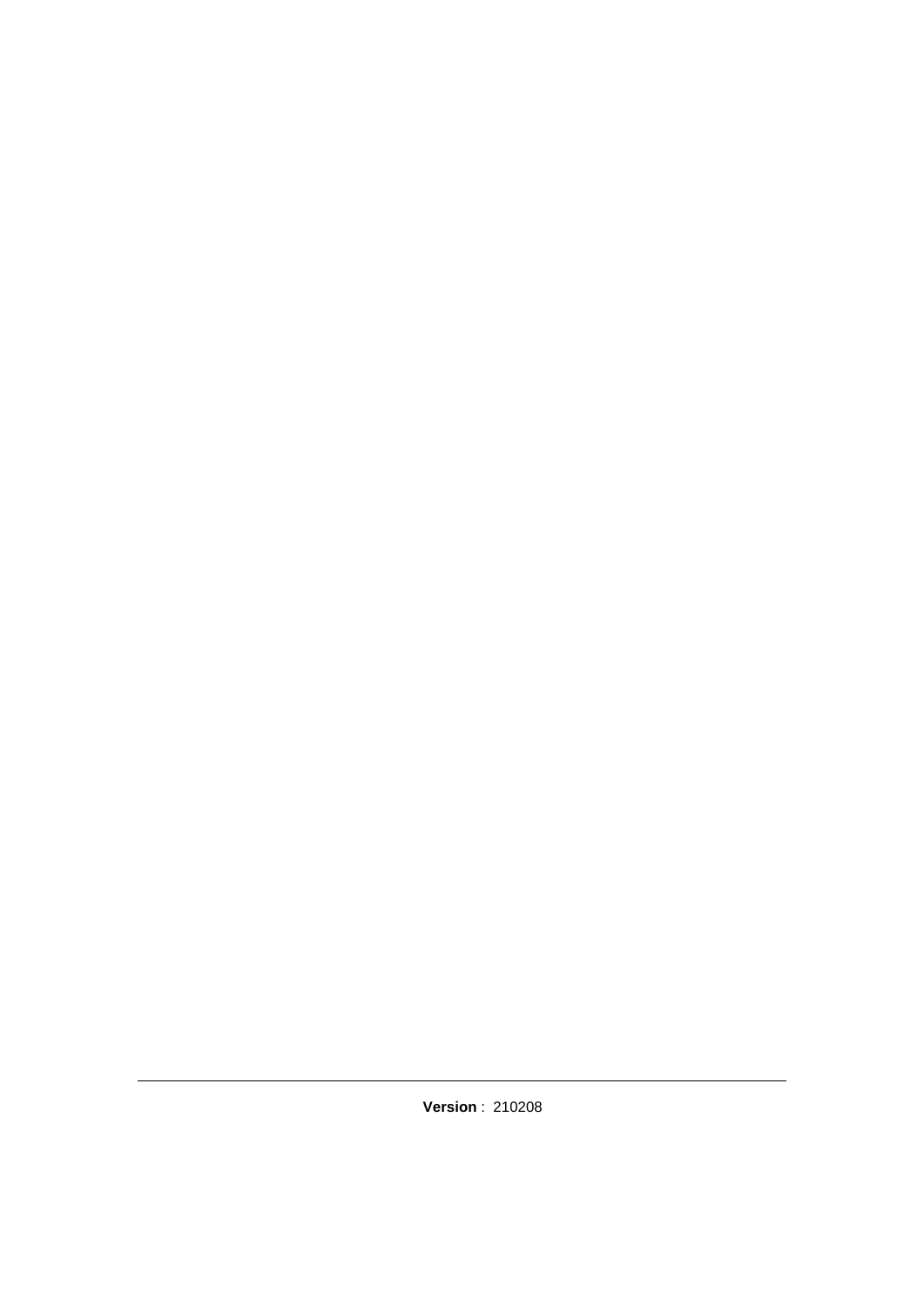**Version** : 210208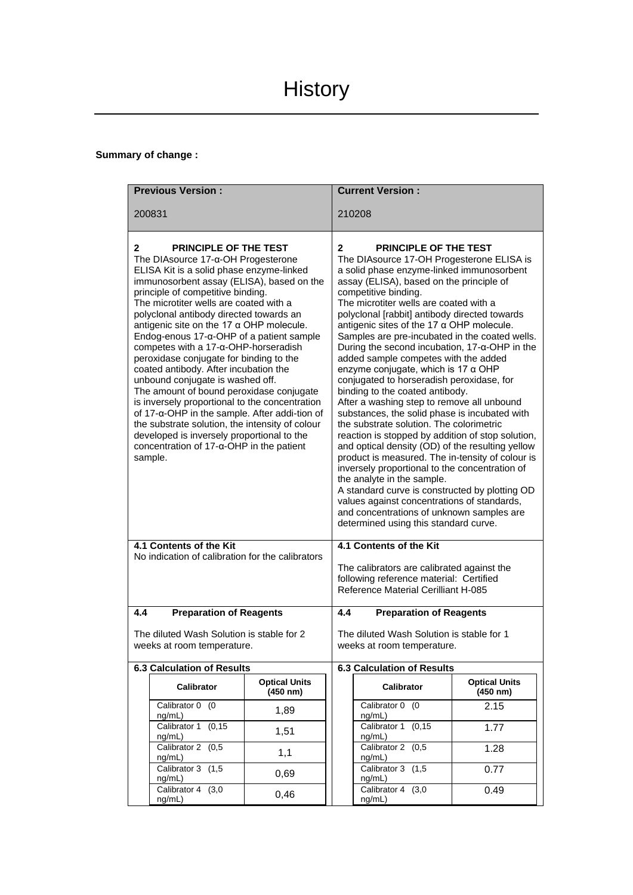# History

**Summary of change :**

| **Previous Version :** 200831 | **Current Version :** 210208 |
|---|---|
| **2 PRINCIPLE OF THE TEST** The DIAsource 17-α-OH Progesterone ELISA Kit is a solid phase enzyme-linked immunosorbent assay (ELISA), based on the principle of competitive binding. The microtiter wells are coated with a polyclonal antibody directed towards an antigenic site on the 17 α OHP molecule. Endog-enous 17-α-OHP of a patient sample competes with a 17-α-OHP-horseradish peroxidase conjugate for binding to the coated antibody. After incubation the unbound conjugate is washed off. The amount of bound peroxidase conjugate is inversely proportional to the concentration of 17-α-OHP in the sample. After addi-tion of the substrate solution, the intensity of colour developed is inversely proportional to the concentration of 17-α-OHP in the patient sample. | **2 PRINCIPLE OF THE TEST** The DIAsource 17-OH Progesterone ELISA is a solid phase enzyme-linked immunosorbent assay (ELISA), based on the principle of competitive binding. The microtiter wells are coated with a polyclonal [rabbit] antibody directed towards antigenic sites of the 17 α OHP molecule. Samples are pre-incubated in the coated wells. During the second incubation, 17-α-OHP in the added sample competes with the added enzyme conjugate, which is 17 α OHP conjugated to horseradish peroxidase, for binding to the coated antibody. After a washing step to remove all unbound substances, the solid phase is incubated with the substrate solution. The colorimetric reaction is stopped by addition of stop solution, and optical density (OD) of the resulting yellow product is measured. The in-tensity of colour is inversely proportional to the concentration of the analyte in the sample. A standard curve is constructed by plotting OD values against concentrations of standards, and concentrations of unknown samples are determined using this standard curve. |
| **4.1 Contents of the Kit** No indication of calibration for the calibrators | **4.1 Contents of the Kit** The calibrators are calibrated against the following reference material: Certified Reference Material Cerilliant H-085 |
| **4.4 Preparation of Reagents** The diluted Wash Solution is stable for 2 weeks at room temperature. | **4.4 Preparation of Reagents** The diluted Wash Solution is stable for 1 weeks at room temperature. |

**6.3 Calculation of Results** (Previous Version)

| Calibrator | Optical Units (450 nm) |
|---|---|
| Calibrator 0 (0 ng/mL) | 1,89 |
| Calibrator 1 (0,15 ng/mL) | 1,51 |
| Calibrator 2 (0,5 ng/mL) | 1,1 |
| Calibrator 3 (1,5 ng/mL) | 0,69 |
| Calibrator 4 (3,0 ng/mL) | 0,46 |

**6.3 Calculation of Results** (Current Version)

| Calibrator | Optical Units (450 nm) |
|---|---|
| Calibrator 0 (0 ng/mL) | 2.15 |
| Calibrator 1 (0,15 ng/mL) | 1.77 |
| Calibrator 2 (0,5 ng/mL) | 1.28 |
| Calibrator 3 (1,5 ng/mL) | 0.77 |
| Calibrator 4 (3,0 ng/mL) | 0.49 |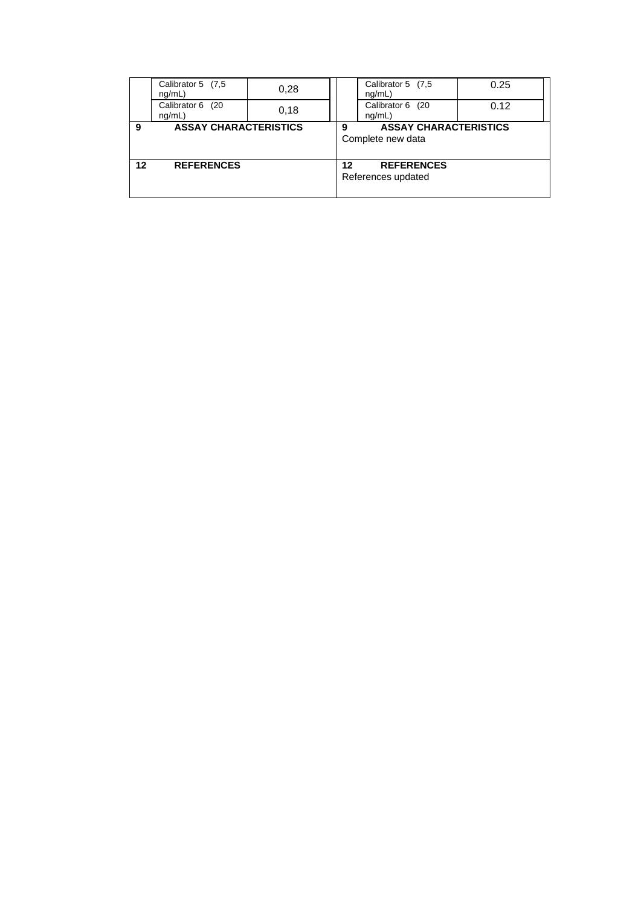| | | | | | | |
|---|---|---|---|---|---|---|
| | Calibrator 5 (7,5 ng/mL) | 0,28 | | | Calibrator 5 (7,5 ng/mL) | 0.25 |
| | Calibrator 6 (20 ng/mL) | 0,18 | | | Calibrator 6 (20 ng/mL) | 0.12 |
| **9** | **ASSAY CHARACTERISTICS** | | | **9** | **ASSAY CHARACTERISTICS**<br>Complete new data | |
| **12** | **REFERENCES** | | | **12** | **REFERENCES**<br>References updated | |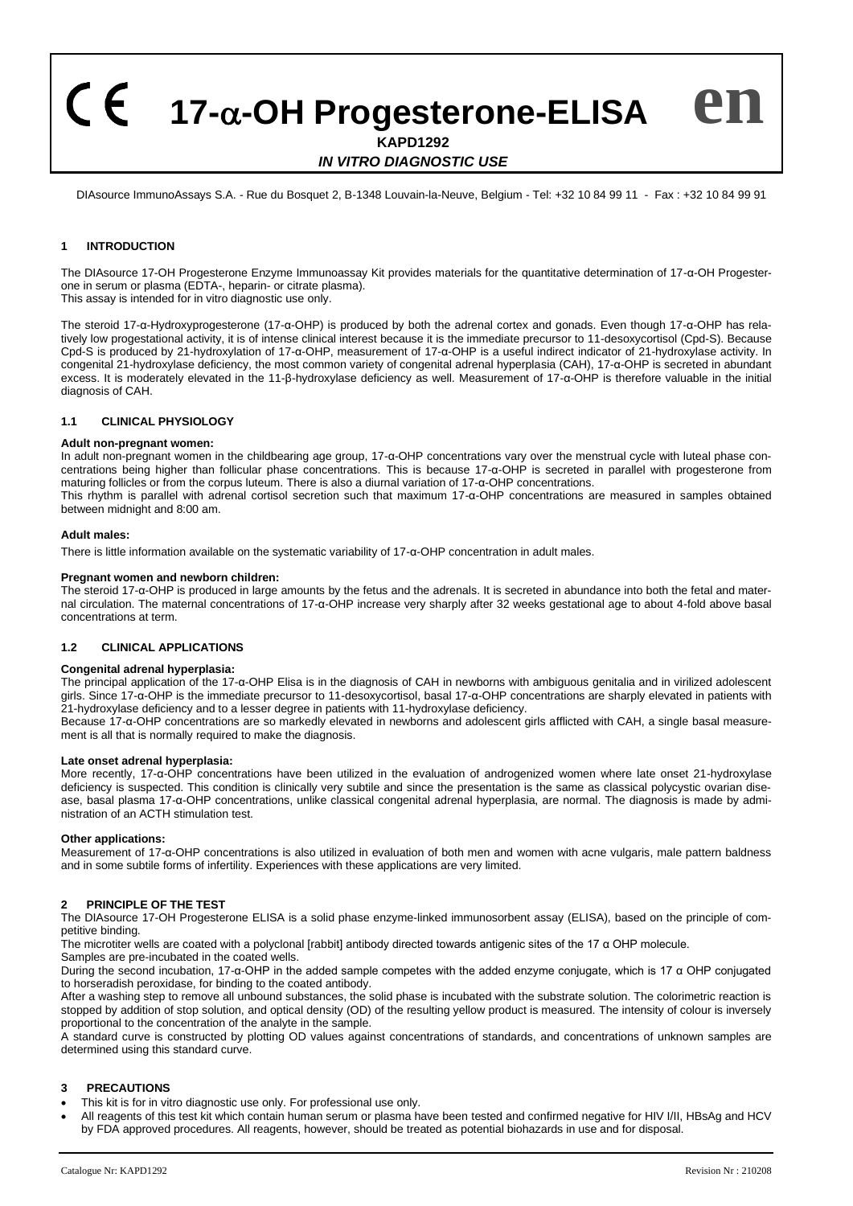# CE 17-α-OH Progesterone-ELISA en

**KAPD1292**

***IN VITRO DIAGNOSTIC USE***

DIAsource ImmunoAssays S.A. - Rue du Bosquet 2, B-1348 Louvain-la-Neuve, Belgium - Tel: +32 10 84 99 11 - Fax : +32 10 84 99 91

## 1 INTRODUCTION

The DIAsource 17-OH Progesterone Enzyme Immunoassay Kit provides materials for the quantitative determination of 17-α-OH Progesterone in serum or plasma (EDTA-, heparin- or citrate plasma).
This assay is intended for in vitro diagnostic use only.

The steroid 17-α-Hydroxyprogesterone (17-α-OHP) is produced by both the adrenal cortex and gonads. Even though 17-α-OHP has relatively low progestational activity, it is of intense clinical interest because it is the immediate precursor to 11-desoxycortisol (Cpd-S). Because Cpd-S is produced by 21-hydroxylation of 17-α-OHP, measurement of 17-α-OHP is a useful indirect indicator of 21-hydroxylase activity. In congenital 21-hydroxylase deficiency, the most common variety of congenital adrenal hyperplasia (CAH), 17-α-OHP is secreted in abundant excess. It is moderately elevated in the 11-β-hydroxylase deficiency as well. Measurement of 17-α-OHP is therefore valuable in the initial diagnosis of CAH.

### 1.1 CLINICAL PHYSIOLOGY

**Adult non-pregnant women:**
In adult non-pregnant women in the childbearing age group, 17-α-OHP concentrations vary over the menstrual cycle with luteal phase concentrations being higher than follicular phase concentrations. This is because 17-α-OHP is secreted in parallel with progesterone from maturing follicles or from the corpus luteum. There is also a diurnal variation of 17-α-OHP concentrations.
This rhythm is parallel with adrenal cortisol secretion such that maximum 17-α-OHP concentrations are measured in samples obtained between midnight and 8:00 am.

**Adult males:**
There is little information available on the systematic variability of 17-α-OHP concentration in adult males.

**Pregnant women and newborn children:**
The steroid 17-α-OHP is produced in large amounts by the fetus and the adrenals. It is secreted in abundance into both the fetal and maternal circulation. The maternal concentrations of 17-α-OHP increase very sharply after 32 weeks gestational age to about 4-fold above basal concentrations at term.

### 1.2 CLINICAL APPLICATIONS

**Congenital adrenal hyperplasia:**
The principal application of the 17-α-OHP Elisa is in the diagnosis of CAH in newborns with ambiguous genitalia and in virilized adolescent girls. Since 17-α-OHP is the immediate precursor to 11-desoxycortisol, basal 17-α-OHP concentrations are sharply elevated in patients with 21-hydroxylase deficiency and to a lesser degree in patients with 11-hydroxylase deficiency.
Because 17-α-OHP concentrations are so markedly elevated in newborns and adolescent girls afflicted with CAH, a single basal measurement is all that is normally required to make the diagnosis.

**Late onset adrenal hyperplasia:**
More recently, 17-α-OHP concentrations have been utilized in the evaluation of androgenized women where late onset 21-hydroxylase deficiency is suspected. This condition is clinically very subtile and since the presentation is the same as classical polycystic ovarian disease, basal plasma 17-α-OHP concentrations, unlike classical congenital adrenal hyperplasia, are normal. The diagnosis is made by administration of an ACTH stimulation test.

**Other applications:**
Measurement of 17-α-OHP concentrations is also utilized in evaluation of both men and women with acne vulgaris, male pattern baldness and in some subtile forms of infertility. Experiences with these applications are very limited.

## 2 PRINCIPLE OF THE TEST

The DIAsource 17-OH Progesterone ELISA is a solid phase enzyme-linked immunosorbent assay (ELISA), based on the principle of competitive binding.
The microtiter wells are coated with a polyclonal [rabbit] antibody directed towards antigenic sites of the 17 α OHP molecule.
Samples are pre-incubated in the coated wells.
During the second incubation, 17-α-OHP in the added sample competes with the added enzyme conjugate, which is 17 α OHP conjugated to horseradish peroxidase, for binding to the coated antibody.
After a washing step to remove all unbound substances, the solid phase is incubated with the substrate solution. The colorimetric reaction is stopped by addition of stop solution, and optical density (OD) of the resulting yellow product is measured. The intensity of colour is inversely proportional to the concentration of the analyte in the sample.
A standard curve is constructed by plotting OD values against concentrations of standards, and concentrations of unknown samples are determined using this standard curve.

## 3 PRECAUTIONS

- This kit is for in vitro diagnostic use only. For professional use only.
- All reagents of this test kit which contain human serum or plasma have been tested and confirmed negative for HIV I/II, HBsAg and HCV by FDA approved procedures. All reagents, however, should be treated as potential biohazards in use and for disposal.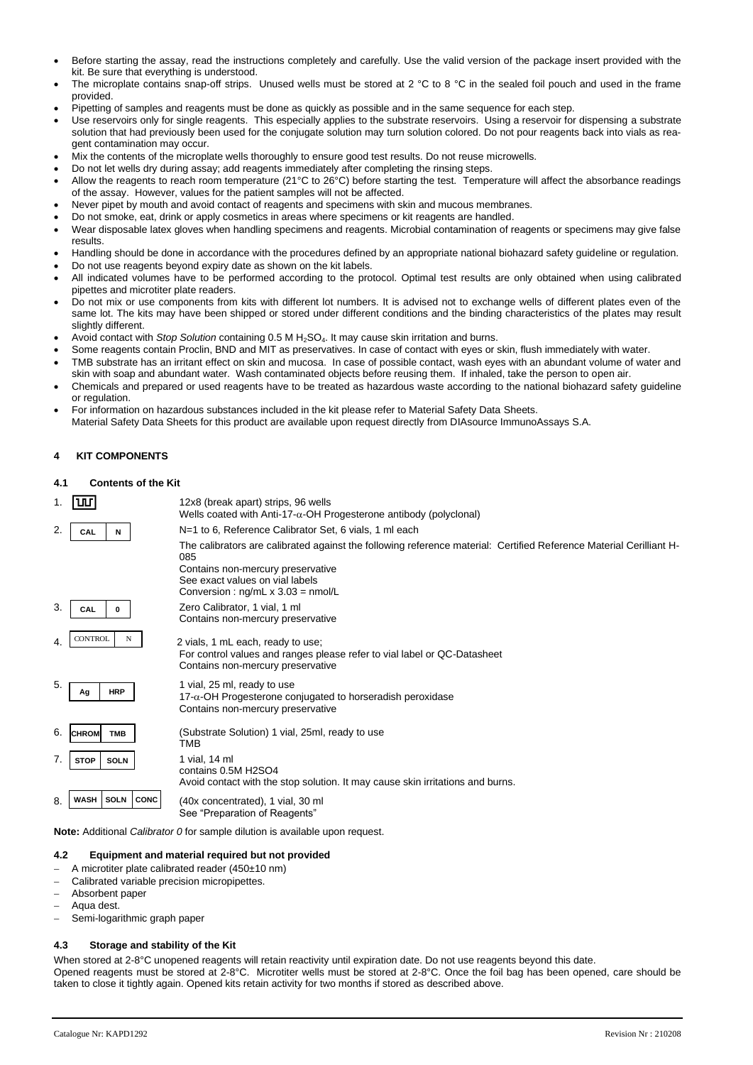- Before starting the assay, read the instructions completely and carefully. Use the valid version of the package insert provided with the kit. Be sure that everything is understood.
- The microplate contains snap-off strips. Unused wells must be stored at 2 °C to 8 °C in the sealed foil pouch and used in the frame provided.
- Pipetting of samples and reagents must be done as quickly as possible and in the same sequence for each step.
- Use reservoirs only for single reagents. This especially applies to the substrate reservoirs. Using a reservoir for dispensing a substrate solution that had previously been used for the conjugate solution may turn solution colored. Do not pour reagents back into vials as reagent contamination may occur.
- Mix the contents of the microplate wells thoroughly to ensure good test results. Do not reuse microwells.
- Do not let wells dry during assay; add reagents immediately after completing the rinsing steps.
- Allow the reagents to reach room temperature (21°C to 26°C) before starting the test. Temperature will affect the absorbance readings of the assay. However, values for the patient samples will not be affected.
- Never pipet by mouth and avoid contact of reagents and specimens with skin and mucous membranes.
- Do not smoke, eat, drink or apply cosmetics in areas where specimens or kit reagents are handled.
- Wear disposable latex gloves when handling specimens and reagents. Microbial contamination of reagents or specimens may give false results.
- Handling should be done in accordance with the procedures defined by an appropriate national biohazard safety guideline or regulation.
- Do not use reagents beyond expiry date as shown on the kit labels.
- All indicated volumes have to be performed according to the protocol. Optimal test results are only obtained when using calibrated pipettes and microtiter plate readers.
- Do not mix or use components from kits with different lot numbers. It is advised not to exchange wells of different plates even of the same lot. The kits may have been shipped or stored under different conditions and the binding characteristics of the plates may result slightly different.
- Avoid contact with *Stop Solution* containing 0.5 M $H_2SO_4$. It may cause skin irritation and burns.
- Some reagents contain Proclin, BND and MIT as preservatives. In case of contact with eyes or skin, flush immediately with water.
- TMB substrate has an irritant effect on skin and mucosa. In case of possible contact, wash eyes with an abundant volume of water and skin with soap and abundant water. Wash contaminated objects before reusing them. If inhaled, take the person to open air.
- Chemicals and prepared or used reagents have to be treated as hazardous waste according to the national biohazard safety guideline or regulation.
- For information on hazardous substances included in the kit please refer to Material Safety Data Sheets.
  Material Safety Data Sheets for this product are available upon request directly from DIAsource ImmunoAssays S.A.

## 4 KIT COMPONENTS

### 4.1 Contents of the Kit

| | | |
|---|---|---|
| 1. | (Microplate) | 12x8 (break apart) strips, 96 wells<br>Wells coated with Anti-17-α-OH Progesterone antibody (polyclonal) |
| 2. | CAL N | N=1 to 6, Reference Calibrator Set, 6 vials, 1 ml each<br>The calibrators are calibrated against the following reference material: Certified Reference Material Cerilliant H-085<br>Contains non-mercury preservative<br>See exact values on vial labels<br>Conversion : ng/mL x 3.03 = nmol/L |
| 3. | CAL 0 | Zero Calibrator, 1 vial, 1 ml<br>Contains non-mercury preservative |
| 4. | CONTROL N | 2 vials, 1 mL each, ready to use;<br>For control values and ranges please refer to vial label or QC-Datasheet<br>Contains non-mercury preservative |
| 5. | Ag HRP | 1 vial, 25 ml, ready to use<br>17-α-OH Progesterone conjugated to horseradish peroxidase<br>Contains non-mercury preservative |
| 6. | CHROM TMB | (Substrate Solution) 1 vial, 25ml, ready to use<br>TMB |
| 7. | STOP SOLN | 1 vial, 14 ml<br>contains 0.5M H2SO4<br>Avoid contact with the stop solution. It may cause skin irritations and burns. |
| 8. | WASH SOLN CONC | (40x concentrated), 1 vial, 30 ml<br>See "Preparation of Reagents" |

**Note:** Additional *Calibrator 0* for sample dilution is available upon request.

### 4.2 Equipment and material required but not provided

- A microtiter plate calibrated reader (450±10 nm)
- Calibrated variable precision micropipettes.
- Absorbent paper
- Aqua dest.
- Semi-logarithmic graph paper

### 4.3 Storage and stability of the Kit

When stored at 2-8°C unopened reagents will retain reactivity until expiration date. Do not use reagents beyond this date.
Opened reagents must be stored at 2-8°C. Microtiter wells must be stored at 2-8°C. Once the foil bag has been opened, care should be taken to close it tightly again. Opened kits retain activity for two months if stored as described above.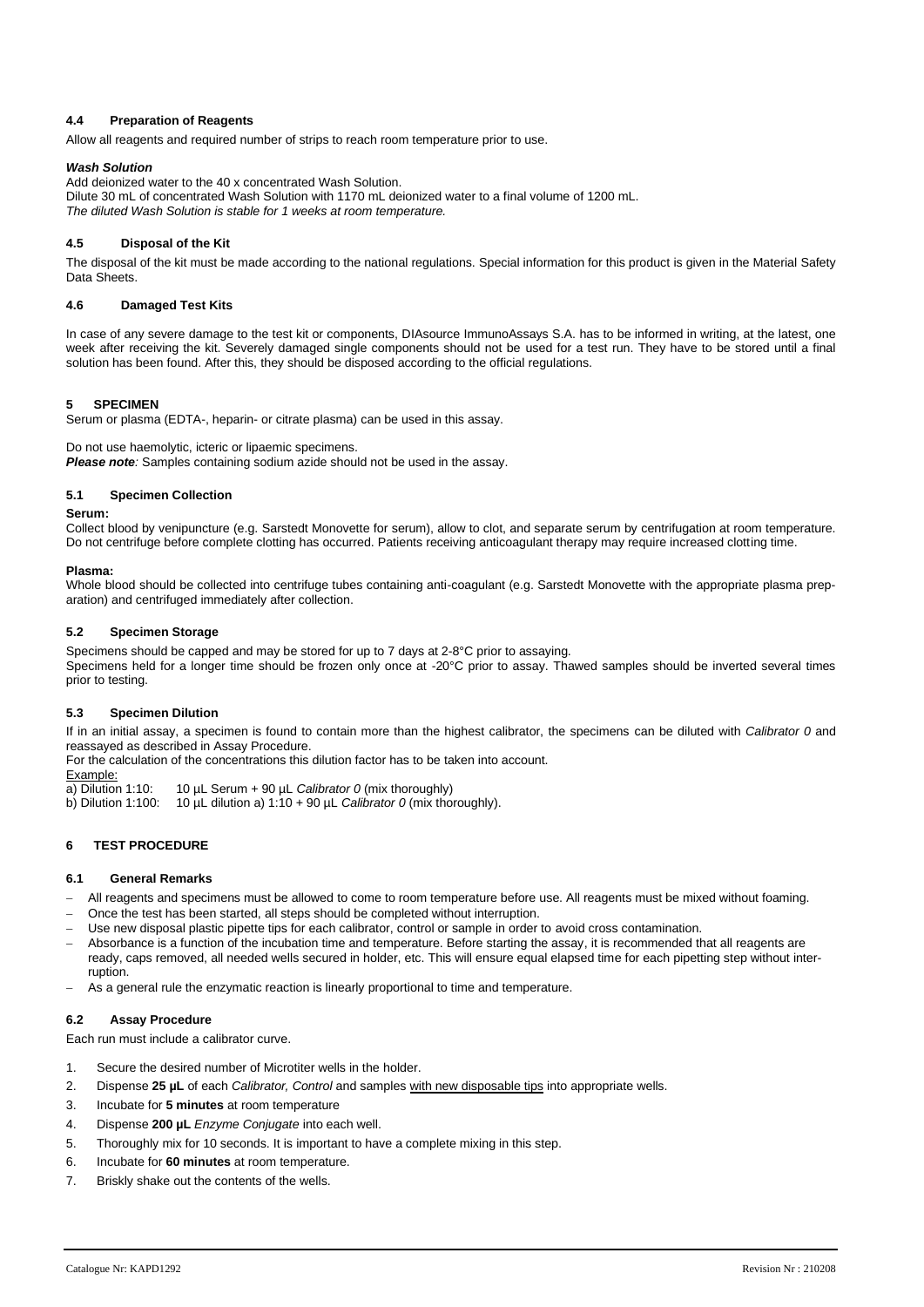### 4.4 Preparation of Reagents

Allow all reagents and required number of strips to reach room temperature prior to use.

***Wash Solution***

Add deionized water to the 40 x concentrated Wash Solution.
Dilute 30 mL of concentrated Wash Solution with 1170 mL deionized water to a final volume of 1200 mL.
*The diluted Wash Solution is stable for 1 weeks at room temperature.*

### 4.5 Disposal of the Kit

The disposal of the kit must be made according to the national regulations. Special information for this product is given in the Material Safety Data Sheets.

### 4.6 Damaged Test Kits

In case of any severe damage to the test kit or components, DIAsource ImmunoAssays S.A. has to be informed in writing, at the latest, one week after receiving the kit. Severely damaged single components should not be used for a test run. They have to be stored until a final solution has been found. After this, they should be disposed according to the official regulations.

## 5 SPECIMEN

Serum or plasma (EDTA-, heparin- or citrate plasma) can be used in this assay.

Do not use haemolytic, icteric or lipaemic specimens.
***Please note:*** Samples containing sodium azide should not be used in the assay.

### 5.1 Specimen Collection

**Serum:**

Collect blood by venipuncture (e.g. Sarstedt Monovette for serum), allow to clot, and separate serum by centrifugation at room temperature. Do not centrifuge before complete clotting has occurred. Patients receiving anticoagulant therapy may require increased clotting time.

**Plasma:**

Whole blood should be collected into centrifuge tubes containing anti-coagulant (e.g. Sarstedt Monovette with the appropriate plasma preparation) and centrifuged immediately after collection.

### 5.2 Specimen Storage

Specimens should be capped and may be stored for up to 7 days at 2-8°C prior to assaying.
Specimens held for a longer time should be frozen only once at -20°C prior to assay. Thawed samples should be inverted several times prior to testing.

### 5.3 Specimen Dilution

If in an initial assay, a specimen is found to contain more than the highest calibrator, the specimens can be diluted with *Calibrator 0* and reassayed as described in Assay Procedure.
For the calculation of the concentrations this dilution factor has to be taken into account.

Example:
a) Dilution 1:10: 10 µL Serum + 90 µL *Calibrator 0* (mix thoroughly)
b) Dilution 1:100: 10 µL dilution a) 1:10 + 90 µL *Calibrator 0* (mix thoroughly).

## 6 TEST PROCEDURE

### 6.1 General Remarks

- All reagents and specimens must be allowed to come to room temperature before use. All reagents must be mixed without foaming.
- Once the test has been started, all steps should be completed without interruption.
- Use new disposal plastic pipette tips for each calibrator, control or sample in order to avoid cross contamination.
- Absorbance is a function of the incubation time and temperature. Before starting the assay, it is recommended that all reagents are ready, caps removed, all needed wells secured in holder, etc. This will ensure equal elapsed time for each pipetting step without interruption.
- As a general rule the enzymatic reaction is linearly proportional to time and temperature.

### 6.2 Assay Procedure

Each run must include a calibrator curve.

1. Secure the desired number of Microtiter wells in the holder.
2. Dispense **25 µL** of each *Calibrator, Control* and samples with new disposable tips into appropriate wells.
3. Incubate for **5 minutes** at room temperature
4. Dispense **200 µL** *Enzyme Conjugate* into each well.
5. Thoroughly mix for 10 seconds. It is important to have a complete mixing in this step.
6. Incubate for **60 minutes** at room temperature.
7. Briskly shake out the contents of the wells.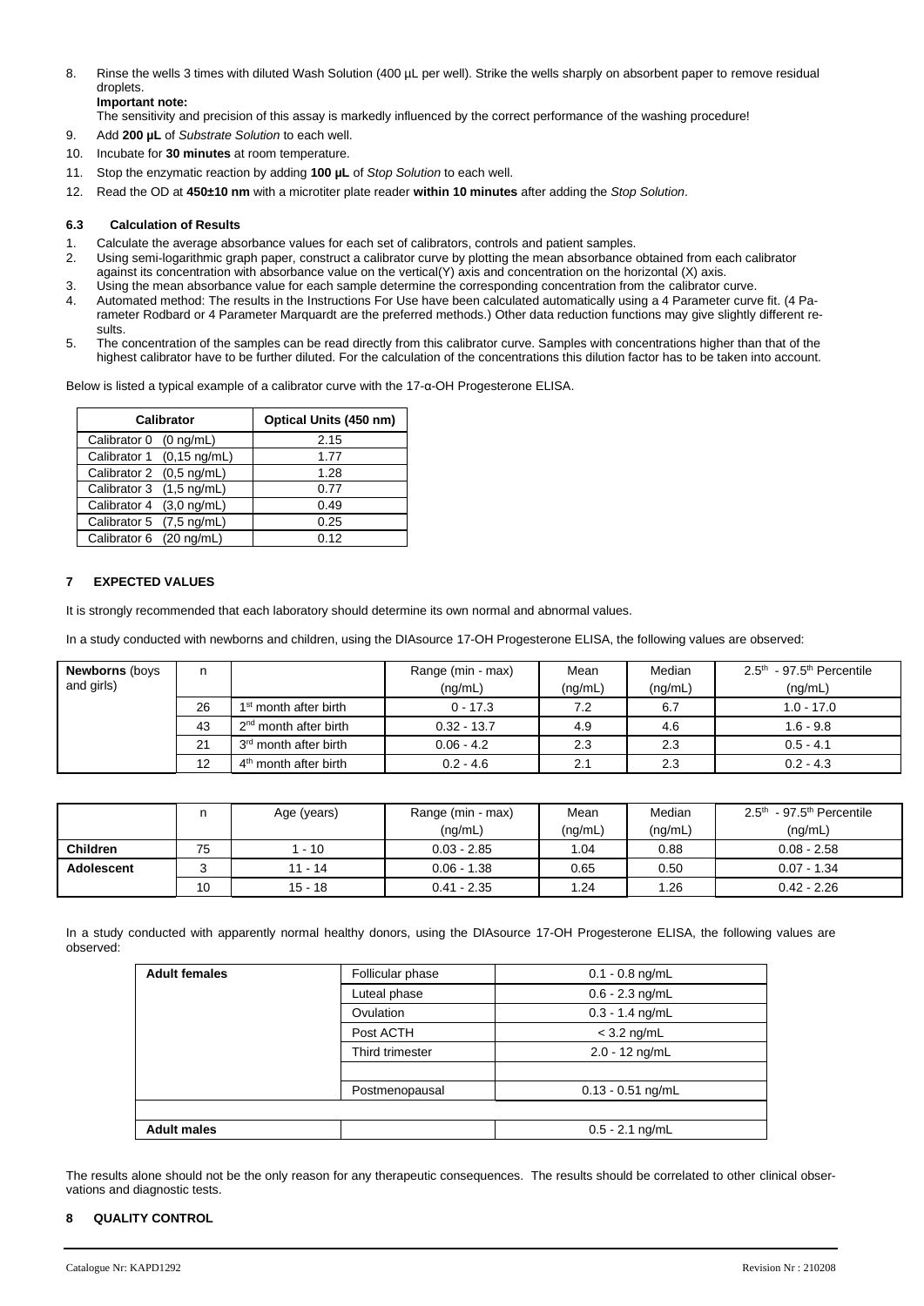8. Rinse the wells 3 times with diluted Wash Solution (400 µL per well). Strike the wells sharply on absorbent paper to remove residual droplets.
   **Important note:**
   The sensitivity and precision of this assay is markedly influenced by the correct performance of the washing procedure!
9. Add **200 µL** of *Substrate Solution* to each well.
10. Incubate for **30 minutes** at room temperature.
11. Stop the enzymatic reaction by adding **100 µL** of *Stop Solution* to each well.
12. Read the OD at **450±10 nm** with a microtiter plate reader **within 10 minutes** after adding the *Stop Solution*.

### 6.3 Calculation of Results

1. Calculate the average absorbance values for each set of calibrators, controls and patient samples.
2. Using semi-logarithmic graph paper, construct a calibrator curve by plotting the mean absorbance obtained from each calibrator against its concentration with absorbance value on the vertical(Y) axis and concentration on the horizontal (X) axis.
3. Using the mean absorbance value for each sample determine the corresponding concentration from the calibrator curve.
4. Automated method: The results in the Instructions For Use have been calculated automatically using a 4 Parameter curve fit. (4 Parameter Rodbard or 4 Parameter Marquardt are the preferred methods.) Other data reduction functions may give slightly different results.
5. The concentration of the samples can be read directly from this calibrator curve. Samples with concentrations higher than that of the highest calibrator have to be further diluted. For the calculation of the concentrations this dilution factor has to be taken into account.

Below is listed a typical example of a calibrator curve with the 17-α-OH Progesterone ELISA.

| Calibrator | Optical Units (450 nm) |
|---|---|
| Calibrator 0 (0 ng/mL) | 2.15 |
| Calibrator 1 (0,15 ng/mL) | 1.77 |
| Calibrator 2 (0,5 ng/mL) | 1.28 |
| Calibrator 3 (1,5 ng/mL) | 0.77 |
| Calibrator 4 (3,0 ng/mL) | 0.49 |
| Calibrator 5 (7,5 ng/mL) | 0.25 |
| Calibrator 6 (20 ng/mL) | 0.12 |

## 7 EXPECTED VALUES

It is strongly recommended that each laboratory should determine its own normal and abnormal values.

In a study conducted with newborns and children, using the DIAsource 17-OH Progesterone ELISA, the following values are observed:

| **Newborns** (boys and girls) | n | | Range (min - max) (ng/mL) | Mean (ng/mL) | Median (ng/mL) | 2.5th - 97.5th Percentile (ng/mL) |
|---|---|---|---|---|---|---|
| | 26 | 1st month after birth | 0 - 17.3 | 7.2 | 6.7 | 1.0 - 17.0 |
| | 43 | 2nd month after birth | 0.32 - 13.7 | 4.9 | 4.6 | 1.6 - 9.8 |
| | 21 | 3rd month after birth | 0.06 - 4.2 | 2.3 | 2.3 | 0.5 - 4.1 |
| | 12 | 4th month after birth | 0.2 - 4.6 | 2.1 | 2.3 | 0.2 - 4.3 |

| | n | Age (years) | Range (min - max) (ng/mL) | Mean (ng/mL) | Median (ng/mL) | 2.5th - 97.5th Percentile (ng/mL) |
|---|---|---|---|---|---|---|
| **Children** | 75 | 1 - 10 | 0.03 - 2.85 | 1.04 | 0.88 | 0.08 - 2.58 |
| **Adolescent** | 3 | 11 - 14 | 0.06 - 1.38 | 0.65 | 0.50 | 0.07 - 1.34 |
| | 10 | 15 - 18 | 0.41 - 2.35 | 1.24 | 1.26 | 0.42 - 2.26 |

In a study conducted with apparently normal healthy donors, using the DIAsource 17-OH Progesterone ELISA, the following values are observed:

| **Adult females** | Follicular phase | 0.1 - 0.8 ng/mL |
|---|---|---|
| | Luteal phase | 0.6 - 2.3 ng/mL |
| | Ovulation | 0.3 - 1.4 ng/mL |
| | Post ACTH | < 3.2 ng/mL |
| | Third trimester | 2.0 - 12 ng/mL |
| | | |
| | Postmenopausal | 0.13 - 0.51 ng/mL |
| | | |
| **Adult males** | | 0.5 - 2.1 ng/mL |

The results alone should not be the only reason for any therapeutic consequences. The results should be correlated to other clinical observations and diagnostic tests.

## 8 QUALITY CONTROL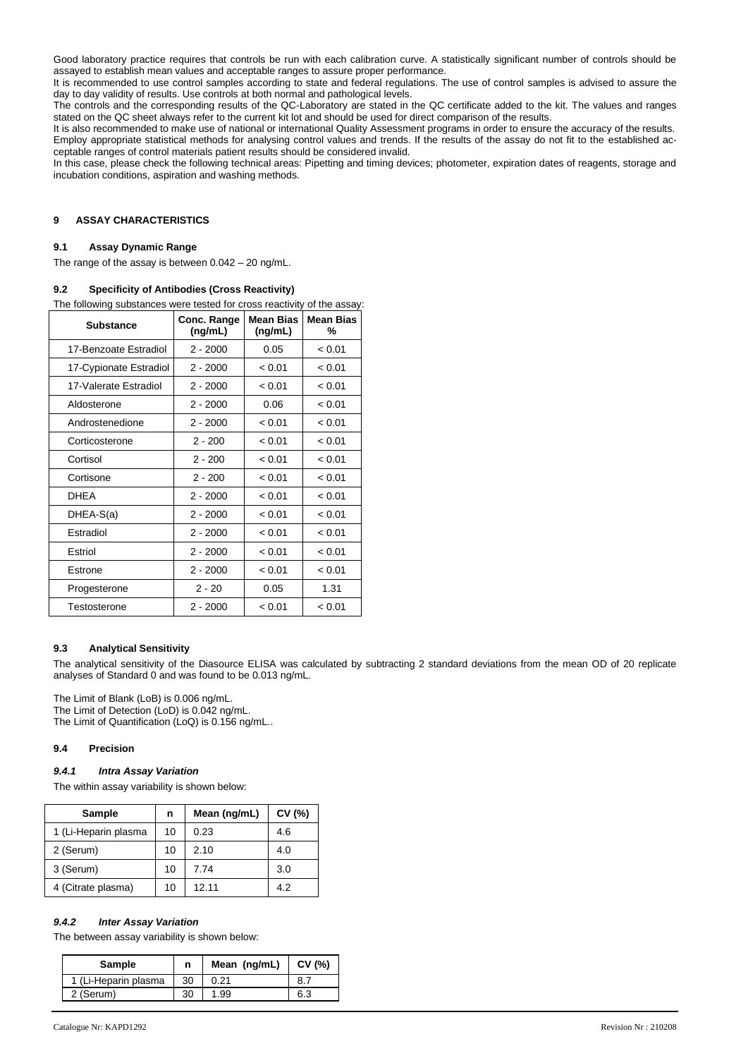Good laboratory practice requires that controls be run with each calibration curve. A statistically significant number of controls should be assayed to establish mean values and acceptable ranges to assure proper performance.

It is recommended to use control samples according to state and federal regulations. The use of control samples is advised to assure the day to day validity of results. Use controls at both normal and pathological levels.

The controls and the corresponding results of the QC-Laboratory are stated in the QC certificate added to the kit. The values and ranges stated on the QC sheet always refer to the current kit lot and should be used for direct comparison of the results.

It is also recommended to make use of national or international Quality Assessment programs in order to ensure the accuracy of the results.

Employ appropriate statistical methods for analysing control values and trends. If the results of the assay do not fit to the established acceptable ranges of control materials patient results should be considered invalid.

In this case, please check the following technical areas: Pipetting and timing devices; photometer, expiration dates of reagents, storage and incubation conditions, aspiration and washing methods.

## 9 ASSAY CHARACTERISTICS

### 9.1 Assay Dynamic Range

The range of the assay is between 0.042 – 20 ng/mL.

### 9.2 Specificity of Antibodies (Cross Reactivity)

The following substances were tested for cross reactivity of the assay:

| Substance | Conc. Range (ng/mL) | Mean Bias (ng/mL) | Mean Bias % |
|---|---|---|---|
| 17-Benzoate Estradiol | 2 - 2000 | 0.05 | < 0.01 |
| 17-Cypionate Estradiol | 2 - 2000 | < 0.01 | < 0.01 |
| 17-Valerate Estradiol | 2 - 2000 | < 0.01 | < 0.01 |
| Aldosterone | 2 - 2000 | 0.06 | < 0.01 |
| Androstenedione | 2 - 2000 | < 0.01 | < 0.01 |
| Corticosterone | 2 - 200 | < 0.01 | < 0.01 |
| Cortisol | 2 - 200 | < 0.01 | < 0.01 |
| Cortisone | 2 - 200 | < 0.01 | < 0.01 |
| DHEA | 2 - 2000 | < 0.01 | < 0.01 |
| DHEA-S(a) | 2 - 2000 | < 0.01 | < 0.01 |
| Estradiol | 2 - 2000 | < 0.01 | < 0.01 |
| Estriol | 2 - 2000 | < 0.01 | < 0.01 |
| Estrone | 2 - 2000 | < 0.01 | < 0.01 |
| Progesterone | 2 - 20 | 0.05 | 1.31 |
| Testosterone | 2 - 2000 | < 0.01 | < 0.01 |

### 9.3 Analytical Sensitivity

The analytical sensitivity of the Diasource ELISA was calculated by subtracting 2 standard deviations from the mean OD of 20 replicate analyses of Standard 0 and was found to be 0.013 ng/mL.

The Limit of Blank (LoB) is 0.006 ng/mL.
The Limit of Detection (LoD) is 0.042 ng/mL.
The Limit of Quantification (LoQ) is 0.156 ng/mL..

### 9.4 Precision

#### *9.4.1 Intra Assay Variation*

The within assay variability is shown below:

| Sample | n | Mean (ng/mL) | CV (%) |
|---|---|---|---|
| 1 (Li-Heparin plasma | 10 | 0.23 | 4.6 |
| 2 (Serum) | 10 | 2.10 | 4.0 |
| 3 (Serum) | 10 | 7.74 | 3.0 |
| 4 (Citrate plasma) | 10 | 12.11 | 4.2 |

#### *9.4.2 Inter Assay Variation*

The between assay variability is shown below:

| Sample | n | Mean (ng/mL) | CV (%) |
|---|---|---|---|
| 1 (Li-Heparin plasma | 30 | 0.21 | 8.7 |
| 2 (Serum) | 30 | 1.99 | 6.3 |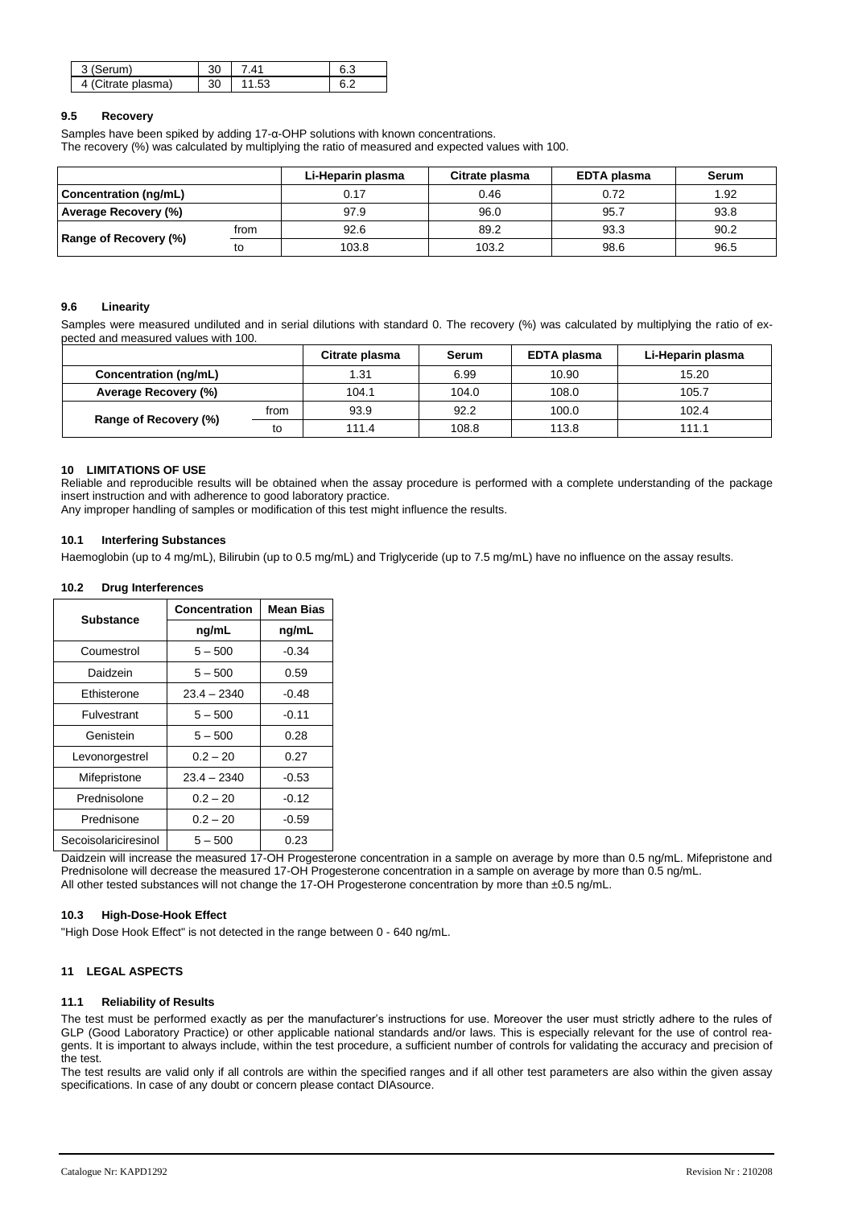| 3 (Serum) | 30 | 7.41 | 6.3 |
|---|---|---|---|
| 4 (Citrate plasma) | 30 | 11.53 | 6.2 |

### 9.5 Recovery

Samples have been spiked by adding 17-α-OHP solutions with known concentrations.
The recovery (%) was calculated by multiplying the ratio of measured and expected values with 100.

| | | Li-Heparin plasma | Citrate plasma | EDTA plasma | Serum |
|---|---|---|---|---|---|
| **Concentration (ng/mL)** | | 0.17 | 0.46 | 0.72 | 1.92 |
| **Average Recovery (%)** | | 97.9 | 96.0 | 95.7 | 93.8 |
| **Range of Recovery (%)** | from | 92.6 | 89.2 | 93.3 | 90.2 |
| | to | 103.8 | 103.2 | 98.6 | 96.5 |

### 9.6 Linearity

Samples were measured undiluted and in serial dilutions with standard 0. The recovery (%) was calculated by multiplying the ratio of expected and measured values with 100.

| | | Citrate plasma | Serum | EDTA plasma | Li-Heparin plasma |
|---|---|---|---|---|---|
| **Concentration (ng/mL)** | | 1.31 | 6.99 | 10.90 | 15.20 |
| **Average Recovery (%)** | | 104.1 | 104.0 | 108.0 | 105.7 |
| **Range of Recovery (%)** | from | 93.9 | 92.2 | 100.0 | 102.4 |
| | to | 111.4 | 108.8 | 113.8 | 111.1 |

## 10 LIMITATIONS OF USE

Reliable and reproducible results will be obtained when the assay procedure is performed with a complete understanding of the package insert instruction and with adherence to good laboratory practice.
Any improper handling of samples or modification of this test might influence the results.

### 10.1 Interfering Substances

Haemoglobin (up to 4 mg/mL), Bilirubin (up to 0.5 mg/mL) and Triglyceride (up to 7.5 mg/mL) have no influence on the assay results.

### 10.2 Drug Interferences

| Substance | Concentration ng/mL | Mean Bias ng/mL |
|---|---|---|
| Coumestrol | 5 – 500 | -0.34 |
| Daidzein | 5 – 500 | 0.59 |
| Ethisterone | 23.4 – 2340 | -0.48 |
| Fulvestrant | 5 – 500 | -0.11 |
| Genistein | 5 – 500 | 0.28 |
| Levonorgestrel | 0.2 – 20 | 0.27 |
| Mifepristone | 23.4 – 2340 | -0.53 |
| Prednisolone | 0.2 – 20 | -0.12 |
| Prednisone | 0.2 – 20 | -0.59 |
| Secoisolariciresinol | 5 – 500 | 0.23 |

Daidzein will increase the measured 17-OH Progesterone concentration in a sample on average by more than 0.5 ng/mL. Mifepristone and Prednisolone will decrease the measured 17-OH Progesterone concentration in a sample on average by more than 0.5 ng/mL.
All other tested substances will not change the 17-OH Progesterone concentration by more than ±0.5 ng/mL.

### 10.3 High-Dose-Hook Effect

"High Dose Hook Effect" is not detected in the range between 0 - 640 ng/mL.

## 11 LEGAL ASPECTS

### 11.1 Reliability of Results

The test must be performed exactly as per the manufacturer's instructions for use. Moreover the user must strictly adhere to the rules of GLP (Good Laboratory Practice) or other applicable national standards and/or laws. This is especially relevant for the use of control reagents. It is important to always include, within the test procedure, a sufficient number of controls for validating the accuracy and precision of the test.
The test results are valid only if all controls are within the specified ranges and if all other test parameters are also within the given assay specifications. In case of any doubt or concern please contact DIAsource.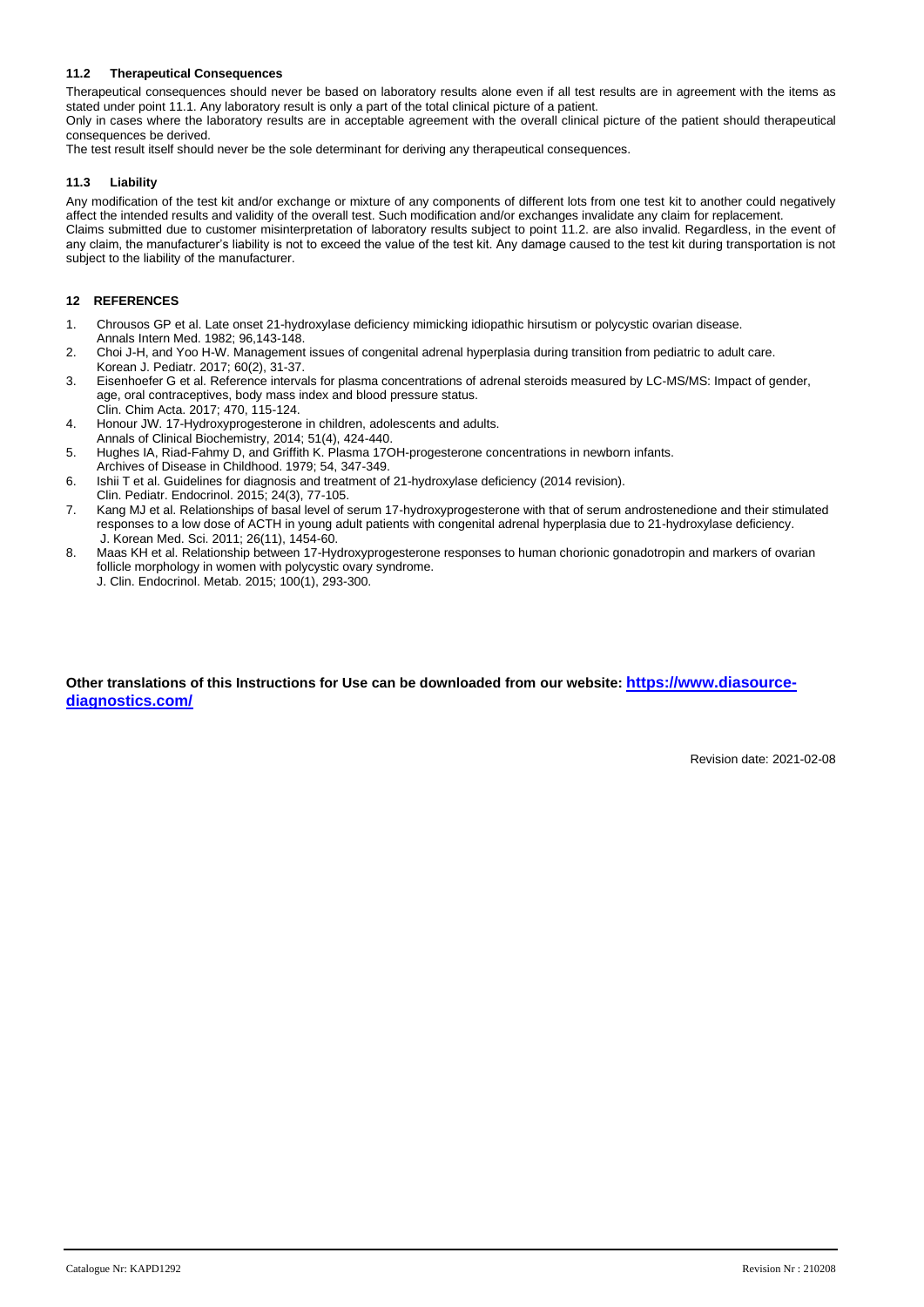### 11.2 Therapeutical Consequences

Therapeutical consequences should never be based on laboratory results alone even if all test results are in agreement with the items as stated under point 11.1. Any laboratory result is only a part of the total clinical picture of a patient.
Only in cases where the laboratory results are in acceptable agreement with the overall clinical picture of the patient should therapeutical consequences be derived.
The test result itself should never be the sole determinant for deriving any therapeutical consequences.

### 11.3 Liability

Any modification of the test kit and/or exchange or mixture of any components of different lots from one test kit to another could negatively affect the intended results and validity of the overall test. Such modification and/or exchanges invalidate any claim for replacement.
Claims submitted due to customer misinterpretation of laboratory results subject to point 11.2. are also invalid. Regardless, in the event of any claim, the manufacturer's liability is not to exceed the value of the test kit. Any damage caused to the test kit during transportation is not subject to the liability of the manufacturer.

## 12 REFERENCES

1. Chrousos GP et al. Late onset 21-hydroxylase deficiency mimicking idiopathic hirsutism or polycystic ovarian disease.
   Annals Intern Med. 1982; 96,143-148.
2. Choi J-H, and Yoo H-W. Management issues of congenital adrenal hyperplasia during transition from pediatric to adult care.
   Korean J. Pediatr. 2017; 60(2), 31-37.
3. Eisenhoefer G et al. Reference intervals for plasma concentrations of adrenal steroids measured by LC-MS/MS: Impact of gender, age, oral contraceptives, body mass index and blood pressure status.
   Clin. Chim Acta. 2017; 470, 115-124.
4. Honour JW. 17-Hydroxyprogesterone in children, adolescents and adults.
   Annals of Clinical Biochemistry, 2014; 51(4), 424-440.
5. Hughes IA, Riad-Fahmy D, and Griffith K. Plasma 17OH-progesterone concentrations in newborn infants.
   Archives of Disease in Childhood. 1979; 54, 347-349.
6. Ishii T et al. Guidelines for diagnosis and treatment of 21-hydroxylase deficiency (2014 revision).
   Clin. Pediatr. Endocrinol. 2015; 24(3), 77-105.
7. Kang MJ et al. Relationships of basal level of serum 17-hydroxyprogesterone with that of serum androstenedione and their stimulated responses to a low dose of ACTH in young adult patients with congenital adrenal hyperplasia due to 21-hydroxylase deficiency.
   J. Korean Med. Sci. 2011; 26(11), 1454-60.
8. Maas KH et al. Relationship between 17-Hydroxyprogesterone responses to human chorionic gonadotropin and markers of ovarian follicle morphology in women with polycystic ovary syndrome.
   J. Clin. Endocrinol. Metab. 2015; 100(1), 293-300.

**Other translations of this Instructions for Use can be downloaded from our website: https://www.diasource-diagnostics.com/**

Revision date: 2021-02-08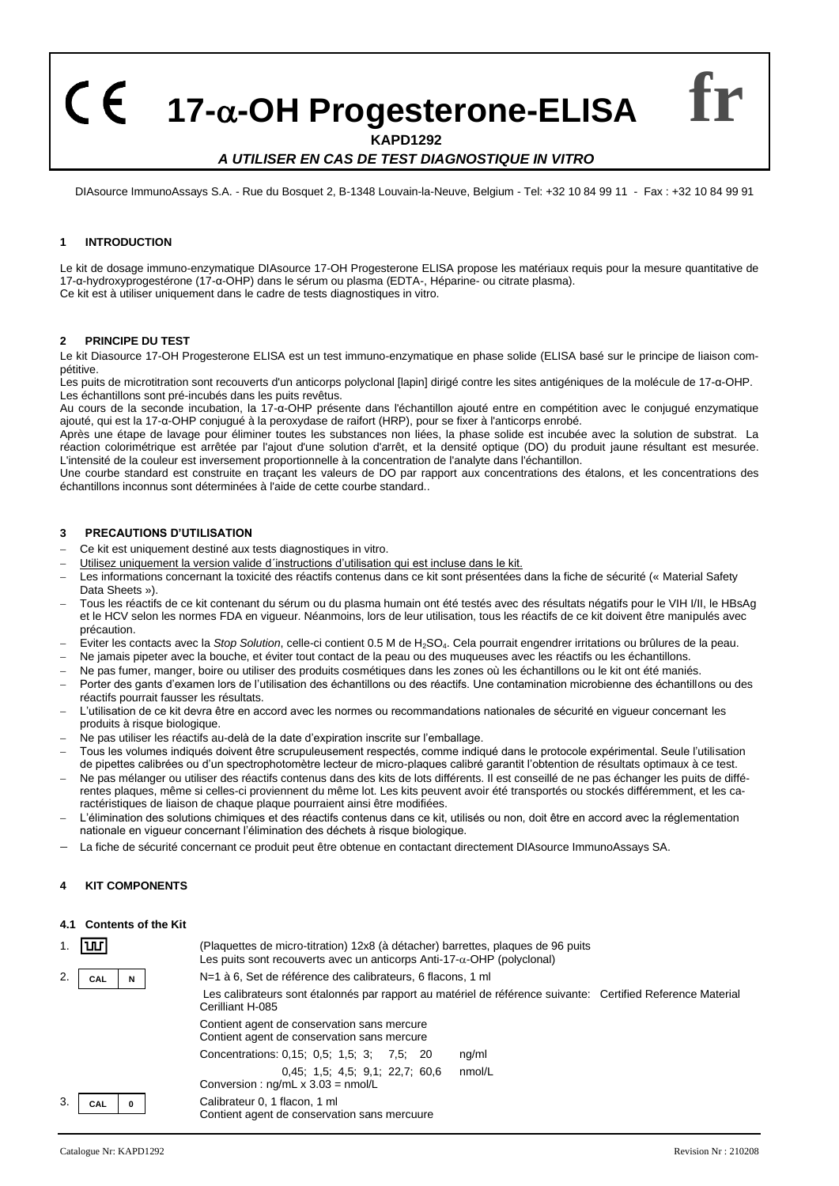# 17-α-OH Progesterone-ELISA

**fr**

**KAPD1292**

***A UTILISER EN CAS DE TEST DIAGNOSTIQUE IN VITRO***

DIAsource ImmunoAssays S.A. - Rue du Bosquet 2, B-1348 Louvain-la-Neuve, Belgium - Tel: +32 10 84 99 11 - Fax : +32 10 84 99 91

## 1 INTRODUCTION

Le kit de dosage immuno-enzymatique DIAsource 17-OH Progesterone ELISA propose les matériaux requis pour la mesure quantitative de 17-α-hydroxyprogestérone (17-α-OHP) dans le sérum ou plasma (EDTA-, Héparine- ou citrate plasma).
Ce kit est à utiliser uniquement dans le cadre de tests diagnostiques in vitro.

## 2 PRINCIPE DU TEST

Le kit Diasource 17-OH Progesterone ELISA est un test immuno-enzymatique en phase solide (ELISA basé sur le principe de liaison compétitive.
Les puits de microtitration sont recouverts d'un anticorps polyclonal [lapin] dirigé contre les sites antigéniques de la molécule de 17-α-OHP.
Les échantillons sont pré-incubés dans les puits revêtus.
Au cours de la seconde incubation, la 17-α-OHP présente dans l'échantillon ajouté entre en compétition avec le conjugué enzymatique ajouté, qui est la 17-α-OHP conjugué à la peroxydase de raifort (HRP), pour se fixer à l'anticorps enrobé.
Après une étape de lavage pour éliminer toutes les substances non liées, la phase solide est incubée avec la solution de substrat. La réaction colorimétrique est arrêtée par l'ajout d'une solution d'arrêt, et la densité optique (DO) du produit jaune résultant est mesurée. L'intensité de la couleur est inversement proportionnelle à la concentration de l'analyte dans l'échantillon.
Une courbe standard est construite en traçant les valeurs de DO par rapport aux concentrations des étalons, et les concentrations des échantillons inconnus sont déterminées à l'aide de cette courbe standard..

## 3 PRECAUTIONS D'UTILISATION

- Ce kit est uniquement destiné aux tests diagnostiques in vitro.
- Utilisez uniquement la version valide d´instructions d'utilisation qui est incluse dans le kit.
- Les informations concernant la toxicité des réactifs contenus dans ce kit sont présentées dans la fiche de sécurité (« Material Safety Data Sheets »).
- Tous les réactifs de ce kit contenant du sérum ou du plasma humain ont été testés avec des résultats négatifs pour le VIH I/II, le HBsAg et le HCV selon les normes FDA en vigueur. Néanmoins, lors de leur utilisation, tous les réactifs de ce kit doivent être manipulés avec précaution.
- Eviter les contacts avec la *Stop Solution*, celle-ci contient 0.5 M de $H_2SO_4$. Cela pourrait engendrer irritations ou brûlures de la peau.
- Ne jamais pipeter avec la bouche, et éviter tout contact de la peau ou des muqueuses avec les réactifs ou les échantillons.
- Ne pas fumer, manger, boire ou utiliser des produits cosmétiques dans les zones où les échantillons ou le kit ont été maniés.
- Porter des gants d'examen lors de l'utilisation des échantillons ou des réactifs. Une contamination microbienne des échantillons ou des réactifs pourrait fausser les résultats.
- L'utilisation de ce kit devra être en accord avec les normes ou recommandations nationales de sécurité en vigueur concernant les produits à risque biologique.
- Ne pas utiliser les réactifs au-delà de la date d'expiration inscrite sur l'emballage.
- Tous les volumes indiqués doivent être scrupuleusement respectés, comme indiqué dans le protocole expérimental. Seule l'utilisation de pipettes calibrées ou d'un spectrophotomètre lecteur de micro-plaques calibré garantit l'obtention de résultats optimaux à ce test.
- Ne pas mélanger ou utiliser des réactifs contenus dans des kits de lots différents. Il est conseillé de ne pas échanger les puits de différentes plaques, même si celles-ci proviennent du même lot. Les kits peuvent avoir été transportés ou stockés différemment, et les caractéristiques de liaison de chaque plaque pourraient ainsi être modifiées.
- L'élimination des solutions chimiques et des réactifs contenus dans ce kit, utilisés ou non, doit être en accord avec la réglementation nationale en vigueur concernant l'élimination des déchets à risque biologique.
- La fiche de sécurité concernant ce produit peut être obtenue en contactant directement DIAsource ImmunoAssays SA.

## 4 KIT COMPONENTS

### 4.1 Contents of the Kit

1. (Plaquettes de micro-titration) 12x8 (à détacher) barrettes, plaques de 96 puits
   Les puits sont recouverts avec un anticorps Anti-17-α-OHP (polyclonal)

2. CAL N — N=1 à 6, Set de référence des calibrateurs, 6 flacons, 1 ml
   Les calibrateurs sont étalonnés par rapport au matériel de référence suivante: Certified Reference Material Cerilliant H-085
   Contient agent de conservation sans mercure
   Contient agent de conservation sans mercure
   Concentrations: 0,15; 0,5; 1,5; 3; 7,5; 20 ng/ml
   0,45; 1,5; 4,5; 9,1; 22,7; 60,6 nmol/L
   Conversion : ng/mL x 3.03 = nmol/L

3. CAL 0 — Calibrateur 0, 1 flacon, 1 ml
   Contient agent de conservation sans mercuure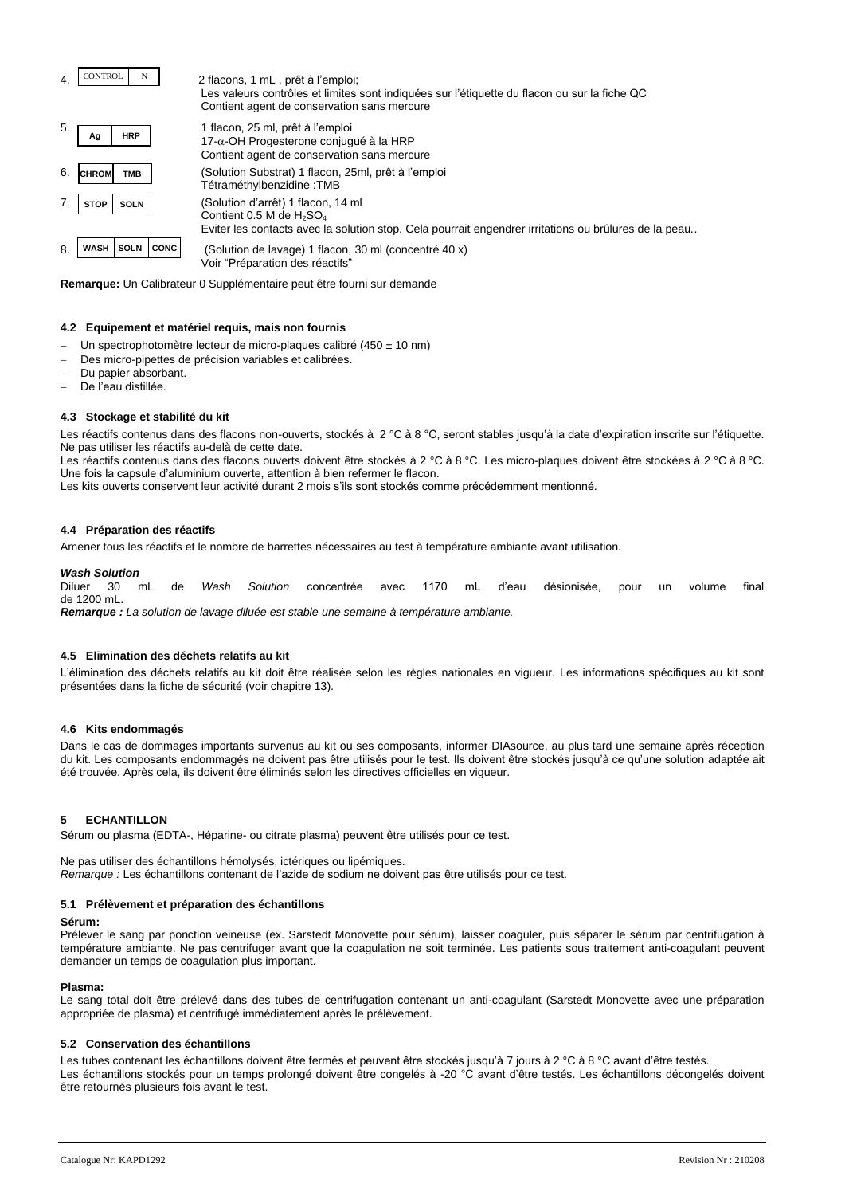| | | |
|---|---|---|
| 4. | CONTROL N | 2 flacons, 1 mL , prêt à l'emploi;<br>Les valeurs contrôles et limites sont indiquées sur l'étiquette du flacon ou sur la fiche QC<br>Contient agent de conservation sans mercure |
| 5. | Ag HRP | 1 flacon, 25 ml, prêt à l'emploi<br>17-α-OH Progesterone conjugué à la HRP<br>Contient agent de conservation sans mercure |
| 6. | CHROM TMB | (Solution Substrat) 1 flacon, 25ml, prêt à l'emploi<br>Tétraméthylbenzidine :TMB |
| 7. | STOP SOLN | (Solution d'arrêt) 1 flacon, 14 ml<br>Contient 0.5 M de $H_2SO_4$<br>Eviter les contacts avec la solution stop. Cela pourrait engendrer irritations ou brûlures de la peau.. |
| 8. | WASH SOLN CONC | (Solution de lavage) 1 flacon, 30 ml (concentré 40 x)<br>Voir "Préparation des réactifs" |

**Remarque:** Un Calibrateur 0 Supplémentaire peut être fourni sur demande

#### 4.2 Equipement et matériel requis, mais non fournis

- Un spectrophotomètre lecteur de micro-plaques calibré (450 ± 10 nm)
- Des micro-pipettes de précision variables et calibrées.
- Du papier absorbant.
- De l'eau distillée.

#### 4.3 Stockage et stabilité du kit

Les réactifs contenus dans des flacons non-ouverts, stockés à 2 °C à 8 °C, seront stables jusqu'à la date d'expiration inscrite sur l'étiquette. Ne pas utiliser les réactifs au-delà de cette date.
Les réactifs contenus dans des flacons ouverts doivent être stockés à 2 °C à 8 °C. Les micro-plaques doivent être stockées à 2 °C à 8 °C. Une fois la capsule d'aluminium ouverte, attention à bien refermer le flacon.
Les kits ouverts conservent leur activité durant 2 mois s'ils sont stockés comme précédemment mentionné.

#### 4.4 Préparation des réactifs

Amener tous les réactifs et le nombre de barrettes nécessaires au test à température ambiante avant utilisation.

***Wash Solution***
Diluer 30 mL de *Wash Solution* concentrée avec 1170 mL d'eau désionisée, pour un volume final de 1200 mL.
***Remarque :** La solution de lavage diluée est stable une semaine à température ambiante.*

#### 4.5 Elimination des déchets relatifs au kit

L'élimination des déchets relatifs au kit doit être réalisée selon les règles nationales en vigueur. Les informations spécifiques au kit sont présentées dans la fiche de sécurité (voir chapitre 13).

#### 4.6 Kits endommagés

Dans le cas de dommages importants survenus au kit ou ses composants, informer DIAsource, au plus tard une semaine après réception du kit. Les composants endommagés ne doivent pas être utilisés pour le test. Ils doivent être stockés jusqu'à ce qu'une solution adaptée ait été trouvée. Après cela, ils doivent être éliminés selon les directives officielles en vigueur.

### 5 ECHANTILLON

Sérum ou plasma (EDTA-, Héparine- ou citrate plasma) peuvent être utilisés pour ce test.

Ne pas utiliser des échantillons hémolysés, ictériques ou lipémiques.
*Remarque :* Les échantillons contenant de l'azide de sodium ne doivent pas être utilisés pour ce test.

#### 5.1 Prélèvement et préparation des échantillons

**Sérum:**
Prélever le sang par ponction veineuse (ex. Sarstedt Monovette pour sérum), laisser coaguler, puis séparer le sérum par centrifugation à température ambiante. Ne pas centrifuger avant que la coagulation ne soit terminée. Les patients sous traitement anti-coagulant peuvent demander un temps de coagulation plus important.

**Plasma:**
Le sang total doit être prélevé dans des tubes de centrifugation contenant un anti-coagulant (Sarstedt Monovette avec une préparation appropriée de plasma) et centrifugé immédiatement après le prélèvement.

#### 5.2 Conservation des échantillons

Les tubes contenant les échantillons doivent être fermés et peuvent être stockés jusqu'à 7 jours à 2 °C à 8 °C avant d'être testés.
Les échantillons stockés pour un temps prolongé doivent être congelés à -20 °C avant d'être testés. Les échantillons décongelés doivent être retournés plusieurs fois avant le test.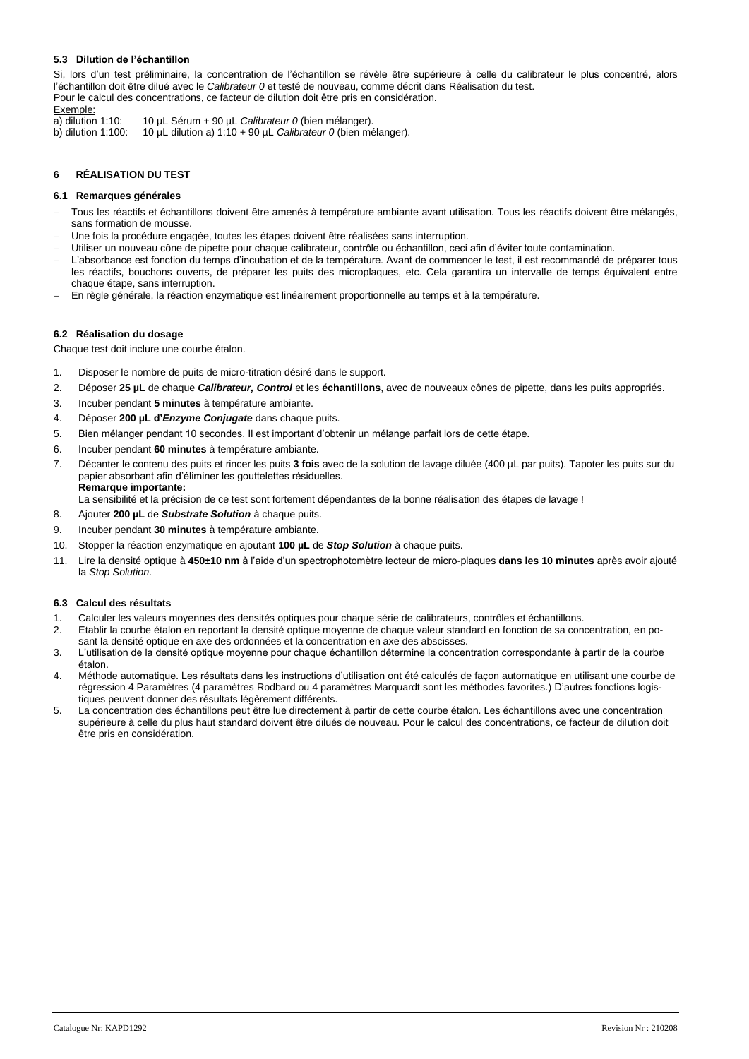### 5.3 Dilution de l'échantillon

Si, lors d'un test préliminaire, la concentration de l'échantillon se révèle être supérieure à celle du calibrateur le plus concentré, alors l'échantillon doit être dilué avec le *Calibrateur 0* et testé de nouveau, comme décrit dans Réalisation du test.
Pour le calcul des concentrations, ce facteur de dilution doit être pris en considération.

Exemple:
a) dilution 1:10: 10 µL Sérum + 90 µL *Calibrateur 0* (bien mélanger).
b) dilution 1:100: 10 µL dilution a) 1:10 + 90 µL *Calibrateur 0* (bien mélanger).

## 6 RÉALISATION DU TEST

### 6.1 Remarques générales

- Tous les réactifs et échantillons doivent être amenés à température ambiante avant utilisation. Tous les réactifs doivent être mélangés, sans formation de mousse.
- Une fois la procédure engagée, toutes les étapes doivent être réalisées sans interruption.
- Utiliser un nouveau cône de pipette pour chaque calibrateur, contrôle ou échantillon, ceci afin d'éviter toute contamination.
- L'absorbance est fonction du temps d'incubation et de la température. Avant de commencer le test, il est recommandé de préparer tous les réactifs, bouchons ouverts, de préparer les puits des microplaques, etc. Cela garantira un intervalle de temps équivalent entre chaque étape, sans interruption.
- En règle générale, la réaction enzymatique est linéairement proportionnelle au temps et à la température.

### 6.2 Réalisation du dosage

Chaque test doit inclure une courbe étalon.

1. Disposer le nombre de puits de micro-titration désiré dans le support.
2. Déposer **25 µL** de chaque ***Calibrateur, Control*** et les **échantillons**, avec de nouveaux cônes de pipette, dans les puits appropriés.
3. Incuber pendant **5 minutes** à température ambiante.
4. Déposer **200 µL d'*Enzyme Conjugate*** dans chaque puits.
5. Bien mélanger pendant 10 secondes. Il est important d'obtenir un mélange parfait lors de cette étape.
6. Incuber pendant **60 minutes** à température ambiante.
7. Décanter le contenu des puits et rincer les puits **3 fois** avec de la solution de lavage diluée (400 µL par puits). Tapoter les puits sur du papier absorbant afin d'éliminer les gouttelettes résiduelles.
   **Remarque importante:**
   La sensibilité et la précision de ce test sont fortement dépendantes de la bonne réalisation des étapes de lavage !
8. Ajouter **200 µL** de ***Substrate Solution*** à chaque puits.
9. Incuber pendant **30 minutes** à température ambiante.
10. Stopper la réaction enzymatique en ajoutant **100 µL** de ***Stop Solution*** à chaque puits.
11. Lire la densité optique à **450±10 nm** à l'aide d'un spectrophotomètre lecteur de micro-plaques **dans les 10 minutes** après avoir ajouté la *Stop Solution*.

### 6.3 Calcul des résultats

1. Calculer les valeurs moyennes des densités optiques pour chaque série de calibrateurs, contrôles et échantillons.
2. Etablir la courbe étalon en reportant la densité optique moyenne de chaque valeur standard en fonction de sa concentration, en posant la densité optique en axe des ordonnées et la concentration en axe des abscisses.
3. L'utilisation de la densité optique moyenne pour chaque échantillon détermine la concentration correspondante à partir de la courbe étalon.
4. Méthode automatique. Les résultats dans les instructions d'utilisation ont été calculés de façon automatique en utilisant une courbe de régression 4 Paramètres (4 paramètres Rodbard ou 4 paramètres Marquardt sont les méthodes favorites.) D'autres fonctions logistiques peuvent donner des résultats légèrement différents.
5. La concentration des échantillons peut être lue directement à partir de cette courbe étalon. Les échantillons avec une concentration supérieure à celle du plus haut standard doivent être dilués de nouveau. Pour le calcul des concentrations, ce facteur de dilution doit être pris en considération.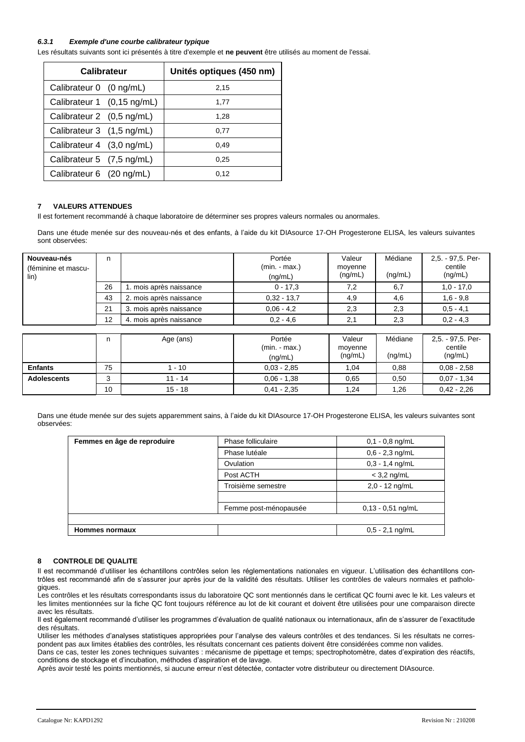### *6.3.1 Exemple d'une courbe calibrateur typique*

Les résultats suivants sont ici présentés à titre d'exemple et **ne peuvent** être utilisés au moment de l'essai.

| Calibrateur | Unités optiques (450 nm) |
|---|---|
| Calibrateur 0 (0 ng/mL) | 2,15 |
| Calibrateur 1 (0,15 ng/mL) | 1,77 |
| Calibrateur 2 (0,5 ng/mL) | 1,28 |
| Calibrateur 3 (1,5 ng/mL) | 0,77 |
| Calibrateur 4 (3,0 ng/mL) | 0,49 |
| Calibrateur 5 (7,5 ng/mL) | 0,25 |
| Calibrateur 6 (20 ng/mL) | 0,12 |

## 7 VALEURS ATTENDUES

Il est fortement recommandé à chaque laboratoire de déterminer ses propres valeurs normales ou anormales.

Dans une étude menée sur des nouveau-nés et des enfants, à l'aide du kit DIAsource 17-OH Progesterone ELISA, les valeurs suivantes sont observées:

| Nouveau-nés (féminine et masculin) | n | | Portée (min. - max.) (ng/mL) | Valeur moyenne (ng/mL) | Médiane (ng/mL) | 2,5. - 97,5. Percentile (ng/mL) |
|---|---|---|---|---|---|---|
| | 26 | 1. mois après naissance | 0 - 17,3 | 7,2 | 6,7 | 1,0 - 17,0 |
| | 43 | 2. mois après naissance | 0,32 - 13,7 | 4,9 | 4,6 | 1,6 - 9,8 |
| | 21 | 3. mois après naissance | 0,06 - 4,2 | 2,3 | 2,3 | 0,5 - 4,1 |
| | 12 | 4. mois après naissance | 0,2 - 4,6 | 2,1 | 2,3 | 0,2 - 4,3 |

| | n | Age (ans) | Portée (min. - max.) (ng/mL) | Valeur moyenne (ng/mL) | Médiane (ng/mL) | 2,5. - 97,5. Percentile (ng/mL) |
|---|---|---|---|---|---|---|
| **Enfants** | 75 | 1 - 10 | 0,03 - 2,85 | 1,04 | 0,88 | 0,08 - 2,58 |
| **Adolescents** | 3 | 11 - 14 | 0,06 - 1,38 | 0,65 | 0,50 | 0,07 - 1,34 |
| | 10 | 15 - 18 | 0,41 - 2,35 | 1,24 | 1,26 | 0,42 - 2,26 |

Dans une étude menée sur des sujets apparemment sains, à l'aide du kit DIAsource 17-OH Progesterone ELISA, les valeurs suivantes sont observées:

| Femmes en âge de reproduire | Phase folliculaire | 0,1 - 0,8 ng/mL |
|---|---|---|
| | Phase lutéale | 0,6 - 2,3 ng/mL |
| | Ovulation | 0,3 - 1,4 ng/mL |
| | Post ACTH | < 3,2 ng/mL |
| | Troisième semestre | 2,0 - 12 ng/mL |
| | | |
| | Femme post-ménopausée | 0,13 - 0,51 ng/mL |
| | | |
| **Hommes normaux** | | 0,5 - 2,1 ng/mL |

## 8 CONTROLE DE QUALITE

Il est recommandé d'utiliser les échantillons contrôles selon les réglementations nationales en vigueur. L'utilisation des échantillons contrôles est recommandé afin de s'assurer jour après jour de la validité des résultats. Utiliser les contrôles de valeurs normales et pathologiques.

Les contrôles et les résultats correspondants issus du laboratoire QC sont mentionnés dans le certificat QC fourni avec le kit. Les valeurs et les limites mentionnées sur la fiche QC font toujours référence au lot de kit courant et doivent être utilisées pour une comparaison directe avec les résultats.

Il est également recommandé d'utiliser les programmes d'évaluation de qualité nationaux ou internationaux, afin de s'assurer de l'exactitude des résultats.

Utiliser les méthodes d'analyses statistiques appropriées pour l'analyse des valeurs contrôles et des tendances. Si les résultats ne correspondent pas aux limites établies des contrôles, les résultats concernant ces patients doivent être considérées comme non valides.

Dans ce cas, tester les zones techniques suivantes : mécanisme de pipettage et temps; spectrophotomètre, dates d'expiration des réactifs, conditions de stockage et d'incubation, méthodes d'aspiration et de lavage.

Après avoir testé les points mentionnés, si aucune erreur n'est détectée, contacter votre distributeur ou directement DIAsource.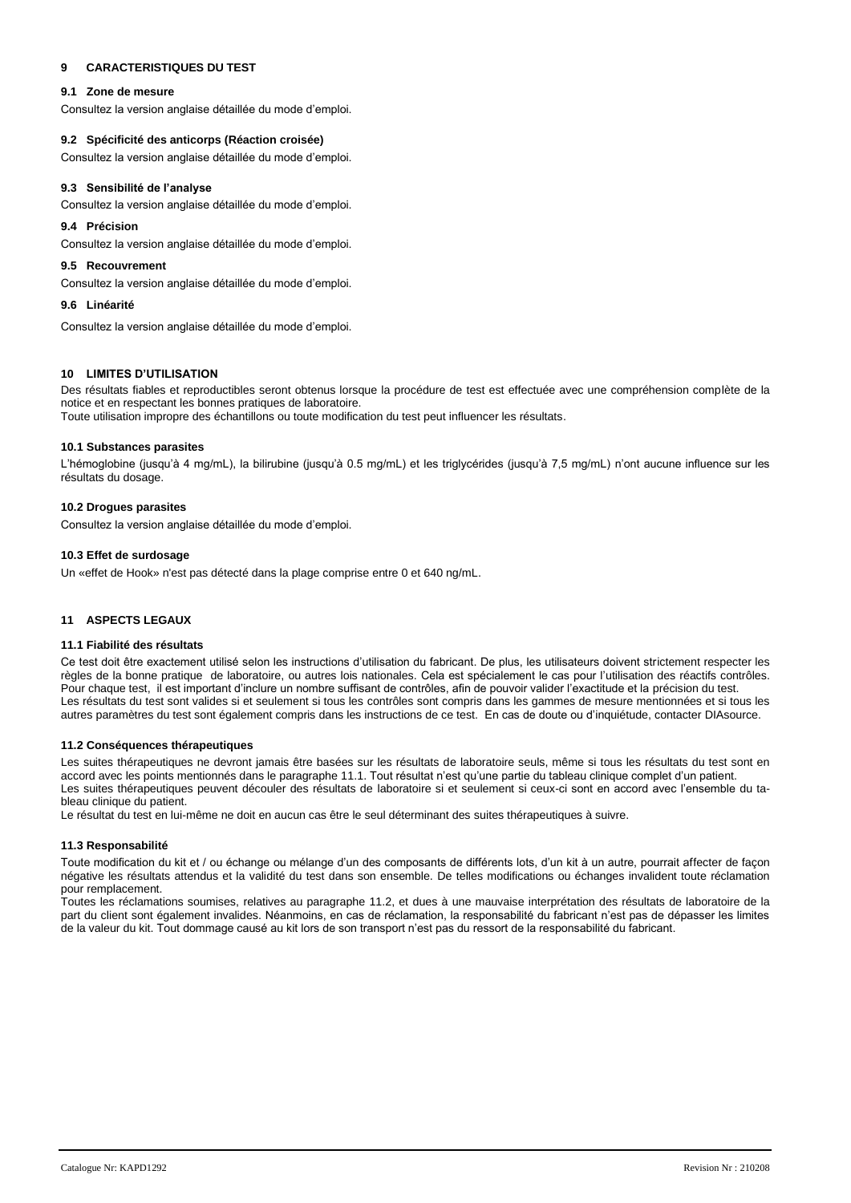## 9 CARACTERISTIQUES DU TEST

### 9.1 Zone de mesure

Consultez la version anglaise détaillée du mode d'emploi.

### 9.2 Spécificité des anticorps (Réaction croisée)

Consultez la version anglaise détaillée du mode d'emploi.

### 9.3 Sensibilité de l'analyse

Consultez la version anglaise détaillée du mode d'emploi.

### 9.4 Précision

Consultez la version anglaise détaillée du mode d'emploi.

### 9.5 Recouvrement

Consultez la version anglaise détaillée du mode d'emploi.

### 9.6 Linéarité

Consultez la version anglaise détaillée du mode d'emploi.

## 10 LIMITES D'UTILISATION

Des résultats fiables et reproductibles seront obtenus lorsque la procédure de test est effectuée avec une compréhension complète de la notice et en respectant les bonnes pratiques de laboratoire.
Toute utilisation impropre des échantillons ou toute modification du test peut influencer les résultats.

### 10.1 Substances parasites

L'hémoglobine (jusqu'à 4 mg/mL), la bilirubine (jusqu'à 0.5 mg/mL) et les triglycérides (jusqu'à 7,5 mg/mL) n'ont aucune influence sur les résultats du dosage.

### 10.2 Drogues parasites

Consultez la version anglaise détaillée du mode d'emploi.

### 10.3 Effet de surdosage

Un «effet de Hook» n'est pas détecté dans la plage comprise entre 0 et 640 ng/mL.

## 11 ASPECTS LEGAUX

### 11.1 Fiabilité des résultats

Ce test doit être exactement utilisé selon les instructions d'utilisation du fabricant. De plus, les utilisateurs doivent strictement respecter les règles de la bonne pratique de laboratoire, ou autres lois nationales. Cela est spécialement le cas pour l'utilisation des réactifs contrôles. Pour chaque test, il est important d'inclure un nombre suffisant de contrôles, afin de pouvoir valider l'exactitude et la précision du test.
Les résultats du test sont valides si et seulement si tous les contrôles sont compris dans les gammes de mesure mentionnées et si tous les autres paramètres du test sont également compris dans les instructions de ce test. En cas de doute ou d'inquiétude, contacter DIAsource.

### 11.2 Conséquences thérapeutiques

Les suites thérapeutiques ne devront jamais être basées sur les résultats de laboratoire seuls, même si tous les résultats du test sont en accord avec les points mentionnés dans le paragraphe 11.1. Tout résultat n'est qu'une partie du tableau clinique complet d'un patient.
Les suites thérapeutiques peuvent découler des résultats de laboratoire si et seulement si ceux-ci sont en accord avec l'ensemble du tableau clinique du patient.
Le résultat du test en lui-même ne doit en aucun cas être le seul déterminant des suites thérapeutiques à suivre.

### 11.3 Responsabilité

Toute modification du kit et / ou échange ou mélange d'un des composants de différents lots, d'un kit à un autre, pourrait affecter de façon négative les résultats attendus et la validité du test dans son ensemble. De telles modifications ou échanges invalident toute réclamation pour remplacement.
Toutes les réclamations soumises, relatives au paragraphe 11.2, et dues à une mauvaise interprétation des résultats de laboratoire de la part du client sont également invalides. Néanmoins, en cas de réclamation, la responsabilité du fabricant n'est pas de dépasser les limites de la valeur du kit. Tout dommage causé au kit lors de son transport n'est pas du ressort de la responsabilité du fabricant.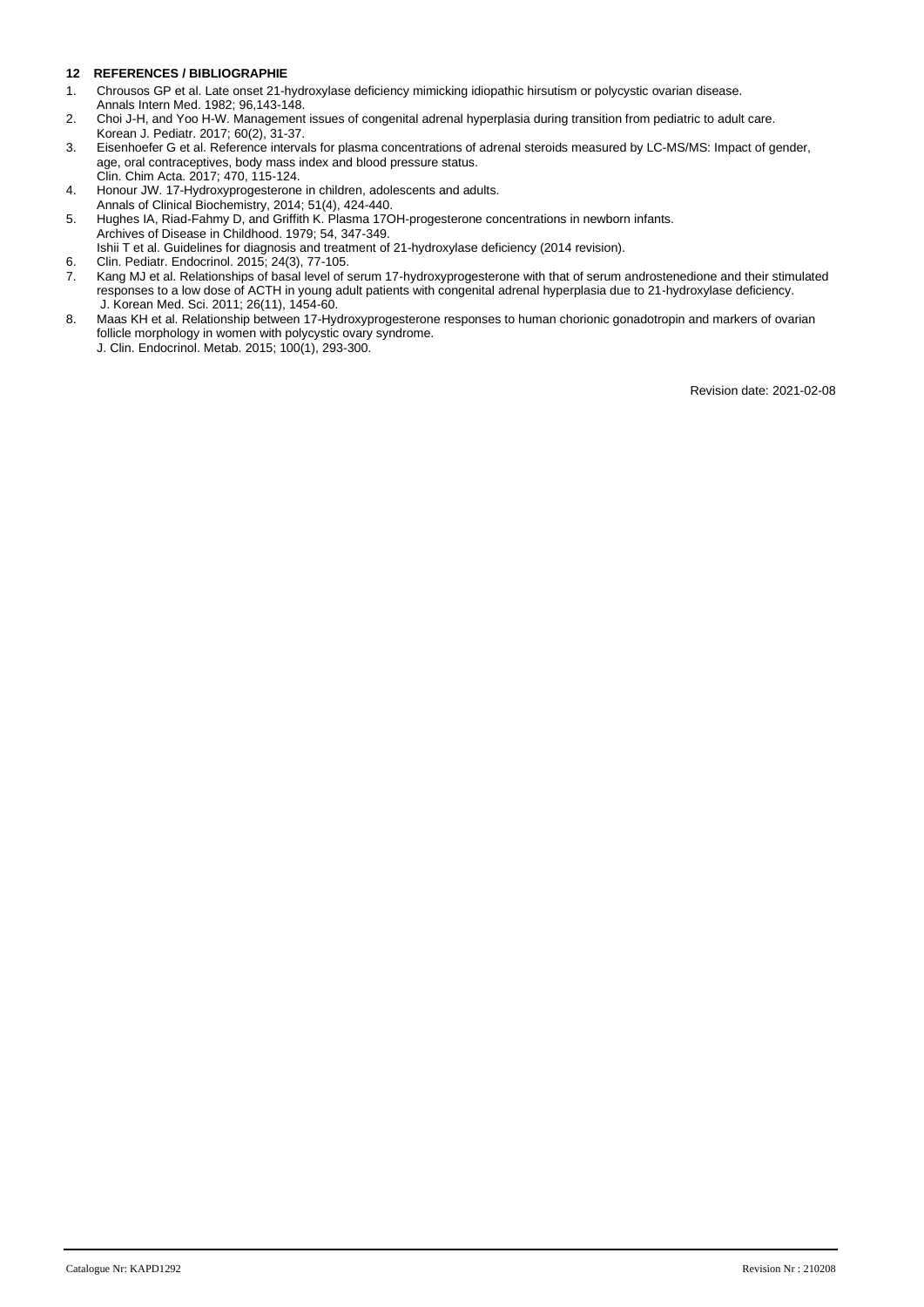## 12 REFERENCES / BIBLIOGRAPHIE

1. Chrousos GP et al. Late onset 21-hydroxylase deficiency mimicking idiopathic hirsutism or polycystic ovarian disease. Annals Intern Med. 1982; 96,143-148.
2. Choi J-H, and Yoo H-W. Management issues of congenital adrenal hyperplasia during transition from pediatric to adult care. Korean J. Pediatr. 2017; 60(2), 31-37.
3. Eisenhoefer G et al. Reference intervals for plasma concentrations of adrenal steroids measured by LC-MS/MS: Impact of gender, age, oral contraceptives, body mass index and blood pressure status. Clin. Chim Acta. 2017; 470, 115-124.
4. Honour JW. 17-Hydroxyprogesterone in children, adolescents and adults. Annals of Clinical Biochemistry, 2014; 51(4), 424-440.
5. Hughes IA, Riad-Fahmy D, and Griffith K. Plasma 17OH-progesterone concentrations in newborn infants. Archives of Disease in Childhood. 1979; 54, 347-349. Ishii T et al. Guidelines for diagnosis and treatment of 21-hydroxylase deficiency (2014 revision).
6. Clin. Pediatr. Endocrinol. 2015; 24(3), 77-105.
7. Kang MJ et al. Relationships of basal level of serum 17-hydroxyprogesterone with that of serum androstenedione and their stimulated responses to a low dose of ACTH in young adult patients with congenital adrenal hyperplasia due to 21-hydroxylase deficiency. J. Korean Med. Sci. 2011; 26(11), 1454-60.
8. Maas KH et al. Relationship between 17-Hydroxyprogesterone responses to human chorionic gonadotropin and markers of ovarian follicle morphology in women with polycystic ovary syndrome. J. Clin. Endocrinol. Metab. 2015; 100(1), 293-300.

Revision date: 2021-02-08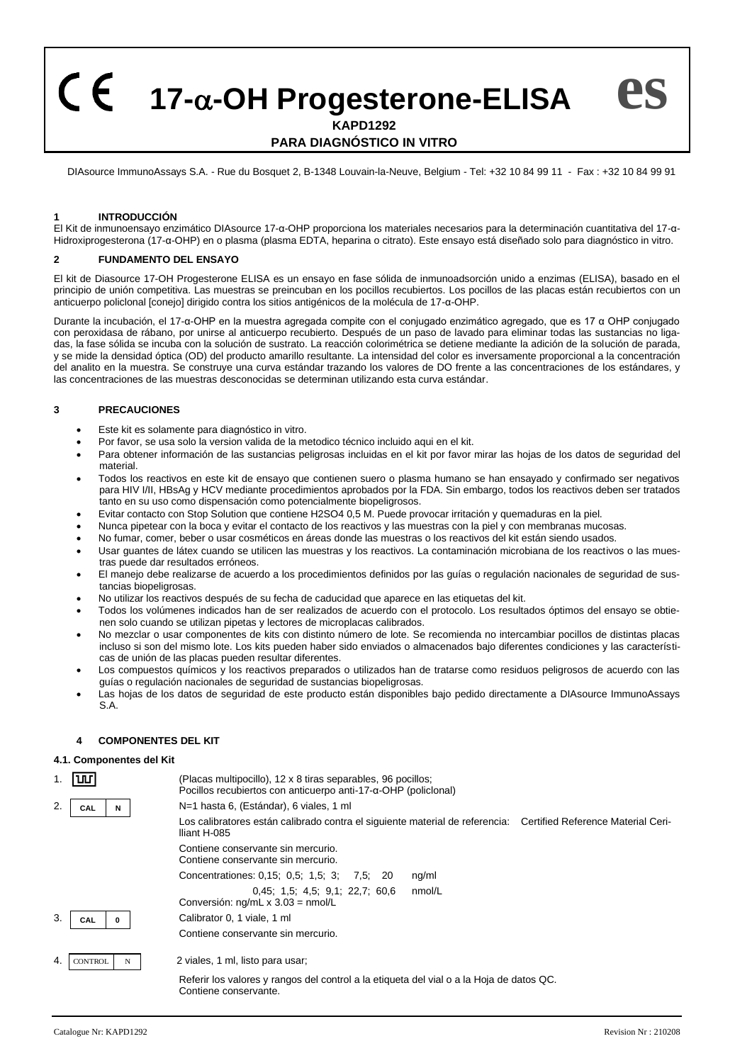# 17-α-OH Progesterone-ELISA es

**KAPD1292**

**PARA DIAGNÓSTICO IN VITRO**

DIAsource ImmunoAssays S.A. - Rue du Bosquet 2, B-1348 Louvain-la-Neuve, Belgium - Tel: +32 10 84 99 11 - Fax : +32 10 84 99 91

## 1 INTRODUCCIÓN

El Kit de inmunoensayo enzimático DIAsource 17-α-OHP proporciona los materiales necesarios para la determinación cuantitativa del 17-α-Hidroxiprogesterona (17-α-OHP) en o plasma (plasma EDTA, heparina o citrato). Este ensayo está diseñado solo para diagnóstico in vitro.

## 2 FUNDAMENTO DEL ENSAYO

El kit de Diasource 17-OH Progesterone ELISA es un ensayo en fase sólida de inmunoadsorción unido a enzimas (ELISA), basado en el principio de unión competitiva. Las muestras se preincuban en los pocillos recubiertos. Los pocillos de las placas están recubiertos con un anticuerpo policlonal [conejo] dirigido contra los sitios antigénicos de la molécula de 17-α-OHP.

Durante la incubación, el 17-α-OHP en la muestra agregada compite con el conjugado enzimático agregado, que es 17 α OHP conjugado con peroxidasa de rábano, por unirse al anticuerpo recubierto. Después de un paso de lavado para eliminar todas las sustancias no ligadas, la fase sólida se incuba con la solución de sustrato. La reacción colorimétrica se detiene mediante la adición de la solución de parada, y se mide la densidad óptica (OD) del producto amarillo resultante. La intensidad del color es inversamente proporcional a la concentración del analito en la muestra. Se construye una curva estándar trazando los valores de DO frente a las concentraciones de los estándares, y las concentraciones de las muestras desconocidas se determinan utilizando esta curva estándar.

## 3 PRECAUCIONES

- Este kit es solamente para diagnóstico in vitro.
- Por favor, se usa solo la version valida de la metodico técnico incluido aqui en el kit.
- Para obtener información de las sustancias peligrosas incluidas en el kit por favor mirar las hojas de los datos de seguridad del material.
- Todos los reactivos en este kit de ensayo que contienen suero o plasma humano se han ensayado y confirmado ser negativos para HIV I/II, HBsAg y HCV mediante procedimientos aprobados por la FDA. Sin embargo, todos los reactivos deben ser tratados tanto en su uso como dispensación como potencialmente biopeligrosos.
- Evitar contacto con Stop Solution que contiene $H_2SO_4$ 0,5 M. Puede provocar irritación y quemaduras en la piel.
- Nunca pipetear con la boca y evitar el contacto de los reactivos y las muestras con la piel y con membranas mucosas.
- No fumar, comer, beber o usar cosméticos en áreas donde las muestras o los reactivos del kit están siendo usados.
- Usar guantes de látex cuando se utilicen las muestras y los reactivos. La contaminación microbiana de los reactivos o las muestras puede dar resultados erróneos.
- El manejo debe realizarse de acuerdo a los procedimientos definidos por las guías o regulación nacionales de seguridad de sustancias biopeligrosas.
- No utilizar los reactivos después de su fecha de caducidad que aparece en las etiquetas del kit.
- Todos los volúmenes indicados han de ser realizados de acuerdo con el protocolo. Los resultados óptimos del ensayo se obtienen solo cuando se utilizan pipetas y lectores de microplacas calibrados.
- No mezclar o usar componentes de kits con distinto número de lote. Se recomienda no intercambiar pocillos de distintas placas incluso si son del mismo lote. Los kits pueden haber sido enviados o almacenados bajo diferentes condiciones y las características de unión de las placas pueden resultar diferentes.
- Los compuestos químicos y los reactivos preparados o utilizados han de tratarse como residuos peligrosos de acuerdo con las guías o regulación nacionales de seguridad de sustancias biopeligrosas.
- Las hojas de los datos de seguridad de este producto están disponibles bajo pedido directamente a DIAsource ImmunoAssays S.A.

## 4 COMPONENTES DEL KIT

### 4.1. Componentes del Kit

1. (Placas multipocillo), 12 x 8 tiras separables, 96 pocillos;
   Pocillos recubiertos con anticuerpo anti-17-α-OHP (policlonal)

2. **CAL N** — N=1 hasta 6, (Estándar), 6 viales, 1 ml

   Los calibratores están calibrado contra el siguiente material de referencia: Certified Reference Material Cerilliant H-085

   Contiene conservante sin mercurio.
   Contiene conservante sin mercurio.

   Concentrationes: 0,15; 0,5; 1,5; 3; 7,5; 20 ng/ml

   0,45; 1,5; 4,5; 9,1; 22,7; 60,6 nmol/L

   Conversión: ng/mL x 3.03 = nmol/L

3. **CAL 0** — Calibrator 0, 1 viale, 1 ml

   Contiene conservante sin mercurio.

4. **CONTROL N** — 2 viales, 1 ml, listo para usar;

   Referir los valores y rangos del control a la etiqueta del vial o a la Hoja de datos QC.
   Contiene conservante.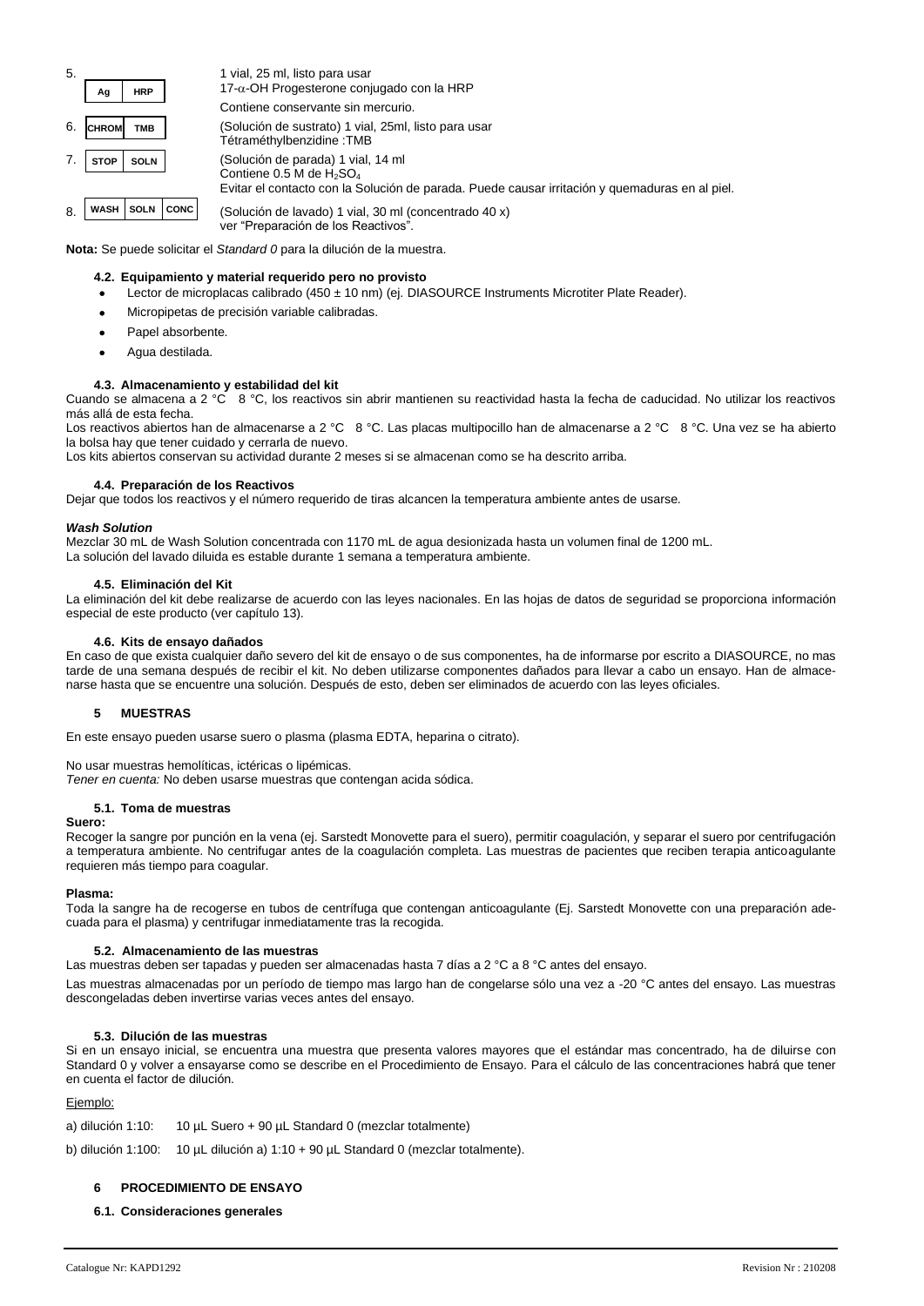5. **Ag** **HRP** — 1 vial, 25 ml, listo para usar
17-α-OH Progesterone conjugado con la HRP
Contiene conservante sin mercurio.

6. **CHROM** **TMB** — (Solución de sustrato) 1 vial, 25ml, listo para usar
Tétraméthylbenzidine :TMB

7. **STOP** **SOLN** — (Solución de parada) 1 vial, 14 ml
Contiene 0.5 M de $H_2SO_4$
Evitar el contacto con la Solución de parada. Puede causar irritación y quemaduras en al piel.

8. **WASH** **SOLN** **CONC** — (Solución de lavado) 1 vial, 30 ml (concentrado 40 x)
ver "Preparación de los Reactivos".

**Nota:** Se puede solicitar el *Standard 0* para la dilución de la muestra.

#### 4.2. Equipamiento y material requerido pero no provisto

- Lector de microplacas calibrado (450 ± 10 nm) (ej. DIASOURCE Instruments Microtiter Plate Reader).
- Micropipetas de precisión variable calibradas.
- Papel absorbente.
- Agua destilada.

#### 4.3. Almacenamiento y estabilidad del kit

Cuando se almacena a 2 °C 8 °C, los reactivos sin abrir mantienen su reactividad hasta la fecha de caducidad. No utilizar los reactivos más allá de esta fecha.
Los reactivos abiertos han de almacenarse a 2 °C 8 °C. Las placas multipocillo han de almacenarse a 2 °C 8 °C. Una vez se ha abierto la bolsa hay que tener cuidado y cerrarla de nuevo.
Los kits abiertos conservan su actividad durante 2 meses si se almacenan como se ha descrito arriba.

#### 4.4. Preparación de los Reactivos

Dejar que todos los reactivos y el número requerido de tiras alcancen la temperatura ambiente antes de usarse.

***Wash Solution***
Mezclar 30 mL de Wash Solution concentrada con 1170 mL de agua desionizada hasta un volumen final de 1200 mL.
La solución del lavado diluida es estable durante 1 semana a temperatura ambiente.

#### 4.5. Eliminación del Kit

La eliminación del kit debe realizarse de acuerdo con las leyes nacionales. En las hojas de datos de seguridad se proporciona información especial de este producto (ver capítulo 13).

#### 4.6. Kits de ensayo dañados

En caso de que exista cualquier daño severo del kit de ensayo o de sus componentes, ha de informarse por escrito a DIASOURCE, no mas tarde de una semana después de recibir el kit. No deben utilizarse componentes dañados para llevar a cabo un ensayo. Han de almacenarse hasta que se encuentre una solución. Después de esto, deben ser eliminados de acuerdo con las leyes oficiales.

### 5 MUESTRAS

En este ensayo pueden usarse suero o plasma (plasma EDTA, heparina o citrato).

No usar muestras hemolíticas, ictéricas o lipémicas.
*Tener en cuenta:* No deben usarse muestras que contengan acida sódica.

#### 5.1. Toma de muestras

**Suero:**
Recoger la sangre por punción en la vena (ej. Sarstedt Monovette para el suero), permitir coagulación, y separar el suero por centrifugación a temperatura ambiente. No centrifugar antes de la coagulación completa. Las muestras de pacientes que reciben terapia anticoagulante requieren más tiempo para coagular.

**Plasma:**
Toda la sangre ha de recogerse en tubos de centrífuga que contengan anticoagulante (Ej. Sarstedt Monovette con una preparación adecuada para el plasma) y centrifugar inmediatamente tras la recogida.

#### 5.2. Almacenamiento de las muestras

Las muestras deben ser tapadas y pueden ser almacenadas hasta 7 días a 2 °C a 8 °C antes del ensayo.

Las muestras almacenadas por un período de tiempo mas largo han de congelarse sólo una vez a -20 °C antes del ensayo. Las muestras descongeladas deben invertirse varias veces antes del ensayo.

#### 5.3. Dilución de las muestras

Si en un ensayo inicial, se encuentra una muestra que presenta valores mayores que el estándar mas concentrado, ha de diluirse con Standard 0 y volver a ensayarse como se describe en el Procedimiento de Ensayo. Para el cálculo de las concentraciones habrá que tener en cuenta el factor de dilución.

Ejemplo:

a) dilución 1:10: 10 µL Suero + 90 µL Standard 0 (mezclar totalmente)

b) dilución 1:100: 10 µL dilución a) 1:10 + 90 µL Standard 0 (mezclar totalmente).

### 6 PROCEDIMIENTO DE ENSAYO

#### 6.1. Consideraciones generales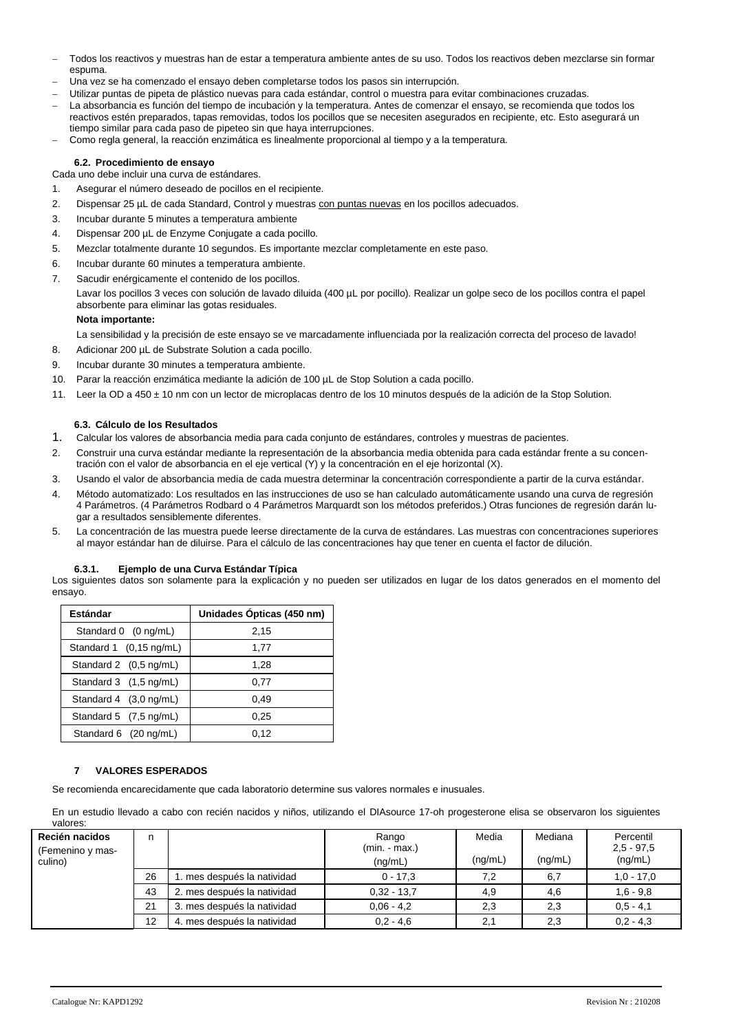- Todos los reactivos y muestras han de estar a temperatura ambiente antes de su uso. Todos los reactivos deben mezclarse sin formar espuma.
- Una vez se ha comenzado el ensayo deben completarse todos los pasos sin interrupción.
- Utilizar puntas de pipeta de plástico nuevas para cada estándar, control o muestra para evitar combinaciones cruzadas.
- La absorbancia es función del tiempo de incubación y la temperatura. Antes de comenzar el ensayo, se recomienda que todos los reactivos estén preparados, tapas removidas, todos los pocillos que se necesiten asegurados en recipiente, etc. Esto asegurará un tiempo similar para cada paso de pipeteo sin que haya interrupciones.
- Como regla general, la reacción enzimática es linealmente proporcional al tiempo y a la temperatura.

### 6.2. Procedimiento de ensayo

Cada uno debe incluir una curva de estándares.

1. Asegurar el número deseado de pocillos en el recipiente.
2. Dispensar 25 µL de cada Standard, Control y muestras con puntas nuevas en los pocillos adecuados.
3. Incubar durante 5 minutes a temperatura ambiente
4. Dispensar 200 µL de Enzyme Conjugate a cada pocillo.
5. Mezclar totalmente durante 10 segundos. Es importante mezclar completamente en este paso.
6. Incubar durante 60 minutes a temperatura ambiente.
7. Sacudir enérgicamente el contenido de los pocillos.

   Lavar los pocillos 3 veces con solución de lavado diluida (400 µL por pocillo). Realizar un golpe seco de los pocillos contra el papel absorbente para eliminar las gotas residuales.

   **Nota importante:**

   La sensibilidad y la precisión de este ensayo se ve marcadamente influenciada por la realización correcta del proceso de lavado!
8. Adicionar 200 µL de Substrate Solution a cada pocillo.
9. Incubar durante 30 minutes a temperatura ambiente.
10. Parar la reacción enzimática mediante la adición de 100 µL de Stop Solution a cada pocillo.
11. Leer la OD a 450 ± 10 nm con un lector de microplacas dentro de los 10 minutos después de la adición de la Stop Solution.

### 6.3. Cálculo de los Resultados

1. Calcular los valores de absorbancia media para cada conjunto de estándares, controles y muestras de pacientes.
2. Construir una curva estándar mediante la representación de la absorbancia media obtenida para cada estándar frente a su concentración con el valor de absorbancia en el eje vertical (Y) y la concentración en el eje horizontal (X).
3. Usando el valor de absorbancia media de cada muestra determinar la concentración correspondiente a partir de la curva estándar.
4. Método automatizado: Los resultados en las instrucciones de uso se han calculado automáticamente usando una curva de regresión 4 Parámetros. (4 Parámetros Rodbard o 4 Parámetros Marquardt son los métodos preferidos.) Otras funciones de regresión darán lugar a resultados sensiblemente diferentes.
5. La concentración de las muestra puede leerse directamente de la curva de estándares. Las muestras con concentraciones superiores al mayor estándar han de diluirse. Para el cálculo de las concentraciones hay que tener en cuenta el factor de dilución.

#### 6.3.1. Ejemplo de una Curva Estándar Típica

Los siguientes datos son solamente para la explicación y no pueden ser utilizados en lugar de los datos generados en el momento del ensayo.

| Estándar | Unidades Ópticas (450 nm) |
|---|---|
| Standard 0 (0 ng/mL) | 2,15 |
| Standard 1 (0,15 ng/mL) | 1,77 |
| Standard 2 (0,5 ng/mL) | 1,28 |
| Standard 3 (1,5 ng/mL) | 0,77 |
| Standard 4 (3,0 ng/mL) | 0,49 |
| Standard 5 (7,5 ng/mL) | 0,25 |
| Standard 6 (20 ng/mL) | 0,12 |

## 7 VALORES ESPERADOS

Se recomienda encarecidamente que cada laboratorio determine sus valores normales e inusuales.

En un estudio llevado a cabo con recién nacidos y niños, utilizando el DIAsource 17-oh progesterone elisa se observaron los siguientes valores:

| Recién nacidos (Femenino y masculino) | n | | Rango (min. - max.) (ng/mL) | Media (ng/mL) | Mediana (ng/mL) | Percentil 2,5 - 97,5 (ng/mL) |
|---|---|---|---|---|---|---|
| | 26 | 1. mes después la natividad | 0 - 17,3 | 7,2 | 6,7 | 1,0 - 17,0 |
| | 43 | 2. mes después la natividad | 0,32 - 13,7 | 4,9 | 4,6 | 1,6 - 9,8 |
| | 21 | 3. mes después la natividad | 0,06 - 4,2 | 2,3 | 2,3 | 0,5 - 4,1 |
| | 12 | 4. mes después la natividad | 0,2 - 4,6 | 2,1 | 2,3 | 0,2 - 4,3 |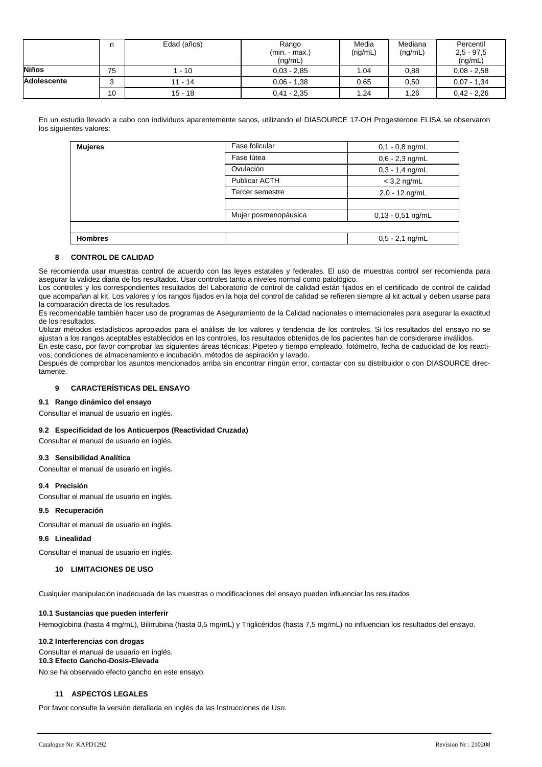| | n | Edad (años) | Rango (min. - max.) (ng/mL) | Media (ng/mL) | Mediana (ng/mL) | Percentil 2,5 - 97,5 (ng/mL) |
|---|---|---|---|---|---|---|
| **Niños** | 75 | 1 - 10 | 0,03 - 2,85 | 1,04 | 0,88 | 0,08 - 2,58 |
| **Adolescente** | 3 | 11 - 14 | 0,06 - 1,38 | 0,65 | 0,50 | 0,07 - 1,34 |
| | 10 | 15 - 18 | 0,41 - 2,35 | 1,24 | 1,26 | 0,42 - 2,26 |

En un estudio llevado a cabo con individuos aparentemente sanos, utilizando el DIASOURCE 17-OH Progesterone ELISA se observaron los siguientes valores:

| **Mujeres** | Fase folicular | 0,1 - 0,8 ng/mL |
|---|---|---|
| | Fase lútea | 0,6 - 2,3 ng/mL |
| | Ovulación | 0,3 - 1,4 ng/mL |
| | Publicar ACTH | < 3,2 ng/mL |
| | Tercer semestre | 2,0 - 12 ng/mL |
| | | |
| | Mujer posmenopáusica | 0,13 - 0,51 ng/mL |
| | | |
| **Hombres** | | 0,5 - 2,1 ng/mL |

## 8 CONTROL DE CALIDAD

Se recomienda usar muestras control de acuerdo con las leyes estatales y federales. El uso de muestras control ser recomienda para asegurar la validez diaria de los resultados. Usar controles tanto a niveles normal como patológico.
Los controles y los correspondientes resultados del Laboratorio de control de calidad están fijados en el certificado de control de calidad que acompañan al kit. Los valores y los rangos fijados en la hoja del control de calidad se refieren siempre al kit actual y deben usarse para la comparación directa de los resultados.
Es recomendable también hacer uso de programas de Aseguramiento de la Calidad nacionales o internacionales para asegurar la exactitud de los resultados.
Utilizar métodos estadísticos apropiados para el análisis de los valores y tendencia de los controles. Si los resultados del ensayo no se ajustan a los rangos aceptables establecidos en los controles, los resultados obtenidos de los pacientes han de considerarse inválidos.
En este caso, por favor comprobar las siguientes áreas técnicas: Pipeteo y tiempo empleado, fotómetro, fecha de caducidad de los reactivos, condiciones de almacenamiento e incubación, métodos de aspiración y lavado.
Después de comprobar los asuntos mencionados arriba sin encontrar ningún error, contactar con su distribuidor o con DIASOURCE directamente.

## 9 CARACTERÍSTICAS DEL ENSAYO

### 9.1 Rango dinámico del ensayo

Consultar el manual de usuario en inglés.

### 9.2 Especificidad de los Anticuerpos (Reactividad Cruzada)

Consultar el manual de usuario en inglés.

### 9.3 Sensibilidad Analítica

Consultar el manual de usuario en inglés.

### 9.4 Precisión

Consultar el manual de usuario en inglés.

### 9.5 Recuperación

Consultar el manual de usuario en inglés.

### 9.6 Linealidad

Consultar el manual de usuario en inglés.

## 10 LIMITACIONES DE USO

Cualquier manipulación inadecuada de las muestras o modificaciones del ensayo pueden influenciar los resultados

### 10.1 Sustancias que pueden interferir

Hemoglobina (hasta 4 mg/mL), Bilirrubina (hasta 0,5 mg/mL) y Triglicéridos (hasta 7,5 mg/mL) no influencian los resultados del ensayo.

### 10.2 Interferencias con drogas

Consultar el manual de usuario en inglés.

### 10.3 Efecto Gancho-Dosis-Elevada

No se ha observado efecto gancho en este ensayo.

## 11 ASPECTOS LEGALES

Por favor consulte la versión detallada en inglés de las Instrucciones de Uso.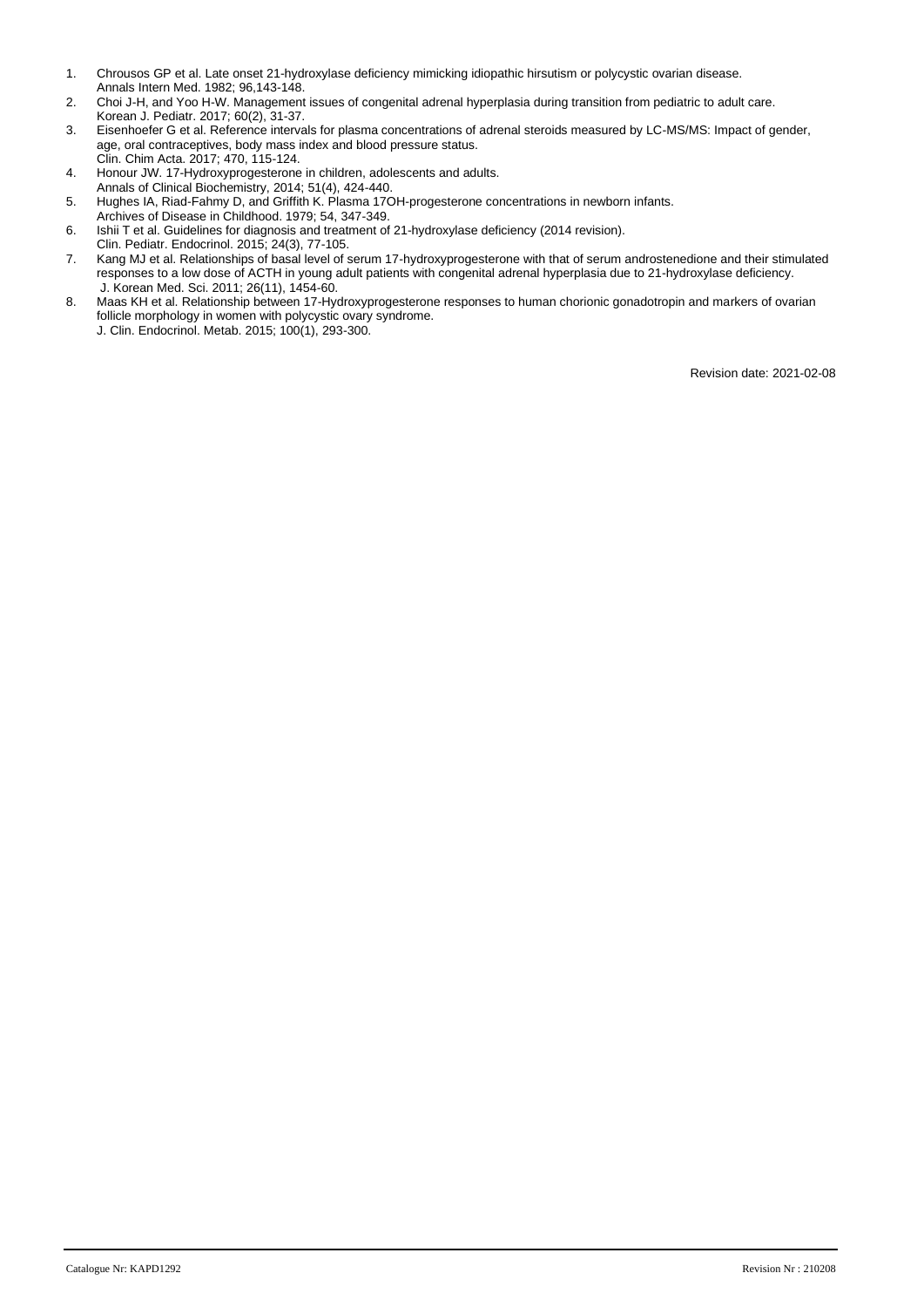1. Chrousos GP et al. Late onset 21-hydroxylase deficiency mimicking idiopathic hirsutism or polycystic ovarian disease. Annals Intern Med. 1982; 96,143-148.
2. Choi J-H, and Yoo H-W. Management issues of congenital adrenal hyperplasia during transition from pediatric to adult care. Korean J. Pediatr. 2017; 60(2), 31-37.
3. Eisenhoefer G et al. Reference intervals for plasma concentrations of adrenal steroids measured by LC-MS/MS: Impact of gender, age, oral contraceptives, body mass index and blood pressure status. Clin. Chim Acta. 2017; 470, 115-124.
4. Honour JW. 17-Hydroxyprogesterone in children, adolescents and adults. Annals of Clinical Biochemistry, 2014; 51(4), 424-440.
5. Hughes IA, Riad-Fahmy D, and Griffith K. Plasma 17OH-progesterone concentrations in newborn infants. Archives of Disease in Childhood. 1979; 54, 347-349.
6. Ishii T et al. Guidelines for diagnosis and treatment of 21-hydroxylase deficiency (2014 revision). Clin. Pediatr. Endocrinol. 2015; 24(3), 77-105.
7. Kang MJ et al. Relationships of basal level of serum 17-hydroxyprogesterone with that of serum androstenedione and their stimulated responses to a low dose of ACTH in young adult patients with congenital adrenal hyperplasia due to 21-hydroxylase deficiency. J. Korean Med. Sci. 2011; 26(11), 1454-60.
8. Maas KH et al. Relationship between 17-Hydroxyprogesterone responses to human chorionic gonadotropin and markers of ovarian follicle morphology in women with polycystic ovary syndrome. J. Clin. Endocrinol. Metab. 2015; 100(1), 293-300.

Revision date: 2021-02-08

Catalogue Nr: KAPD1292 Revision Nr : 210208